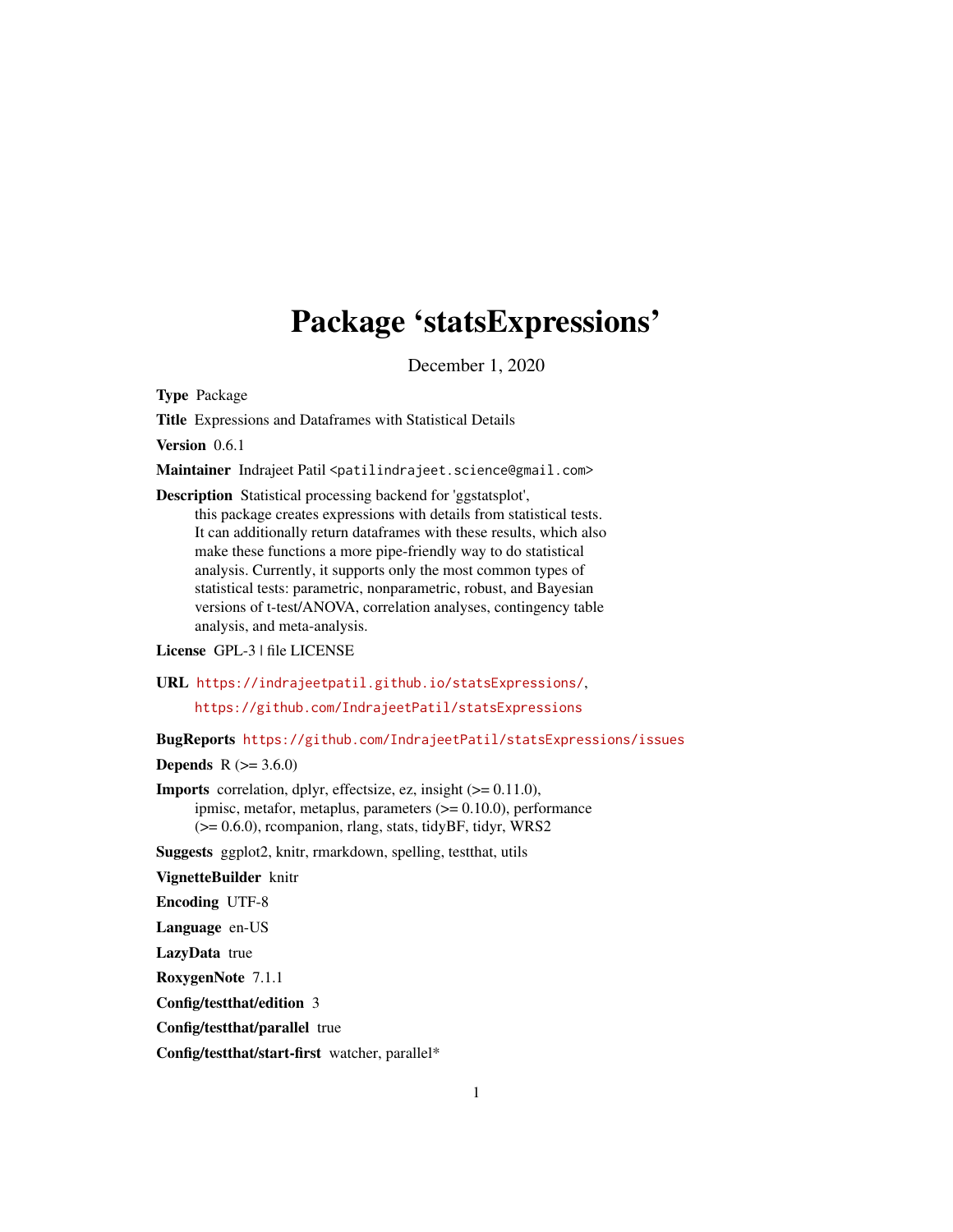# Package 'statsExpressions'

December 1, 2020

**Type** Package

**Title** Expressions and Dataframes with Statistical Details

**Version** 0.6.1

**Maintainer** Indrajeet Patil <patilindrajeet.science@gmail.com>

**Description** Statistical processing backend for 'ggstatsplot', this package creates expressions with details from statistical tests. It can additionally return dataframes with these results, which also make these functions a more pipe-friendly way to do statistical analysis. Currently, it supports only the most common types of statistical tests: parametric, nonparametric, robust, and Bayesian versions of t-test/ANOVA, correlation analyses, contingency table analysis, and meta-analysis.

**License** GPL-3 | file LICENSE

**URL** https://indrajeetpatil.github.io/statsExpressions/, https://github.com/IndrajeetPatil/statsExpressions

**BugReports** https://github.com/IndrajeetPatil/statsExpressions/issues

**Depends** R (>= 3.6.0)

**Imports** correlation, dplyr, effectsize, ez, insight (>= 0.11.0), ipmisc, metafor, metaplus, parameters (>= 0.10.0), performance (>= 0.6.0), rcompanion, rlang, stats, tidyBF, tidyr, WRS2

**Suggests** ggplot2, knitr, rmarkdown, spelling, testthat, utils

**VignetteBuilder** knitr

**Encoding** UTF-8

**Language** en-US

**LazyData** true

**RoxygenNote** 7.1.1

**Config/testthat/edition** 3

**Config/testthat/parallel** true

**Config/testthat/start-first** watcher, parallel*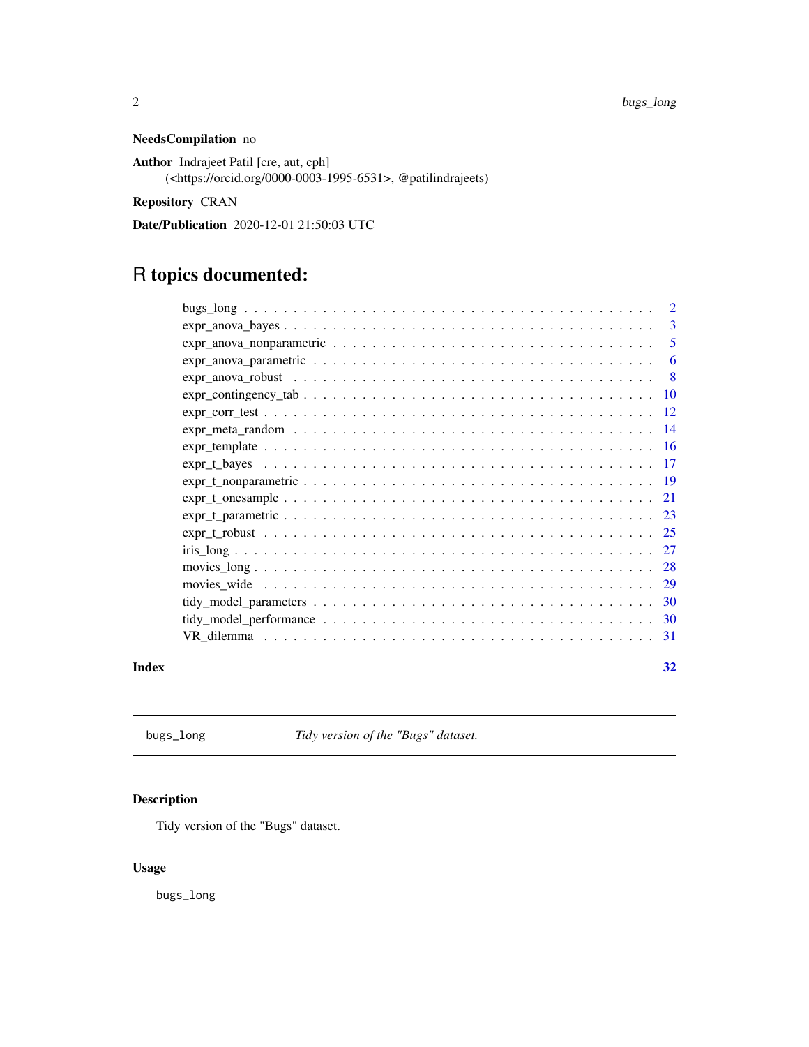**NeedsCompilation** no

**Author** Indrajeet Patil [cre, aut, cph]
(<https://orcid.org/0000-0003-1995-6531>, @patilindrajeets)

**Repository** CRAN

**Date/Publication** 2020-12-01 21:50:03 UTC

# R topics documented:

| | |
|---|---|
| bugs_long | 2 |
| expr_anova_bayes | 3 |
| expr_anova_nonparametric | 5 |
| expr_anova_parametric | 6 |
| expr_anova_robust | 8 |
| expr_contingency_tab | 10 |
| expr_corr_test | 12 |
| expr_meta_random | 14 |
| expr_template | 16 |
| expr_t_bayes | 17 |
| expr_t_nonparametric | 19 |
| expr_t_onesample | 21 |
| expr_t_parametric | 23 |
| expr_t_robust | 25 |
| iris_long | 27 |
| movies_long | 28 |
| movies_wide | 29 |
| tidy_model_parameters | 30 |
| tidy_model_performance | 30 |
| VR_dilemma | 31 |

**Index** **32**

---

`bugs_long` *Tidy version of the "Bugs" dataset.*

---

## Description

Tidy version of the "Bugs" dataset.

## Usage

```
bugs_long
```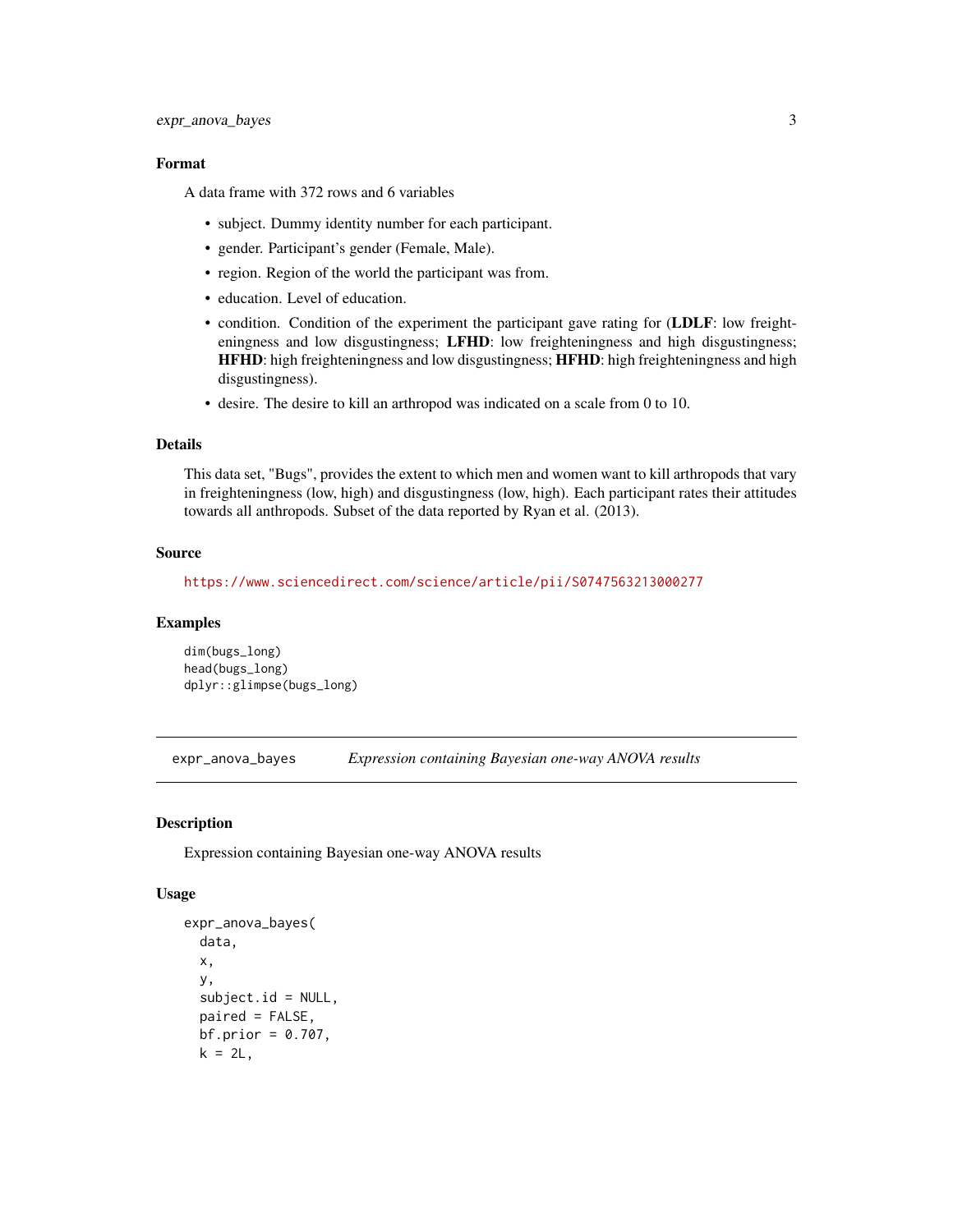### Format

A data frame with 372 rows and 6 variables

- subject. Dummy identity number for each participant.
- gender. Participant's gender (Female, Male).
- region. Region of the world the participant was from.
- education. Level of education.
- condition. Condition of the experiment the participant gave rating for (**LDLF**: low freighteningness and low disgustingness; **LFHD**: low freighteningness and high disgustingness; **HFHD**: high freighteningness and low disgustingness; **HFHD**: high freighteningness and high disgustingness).
- desire. The desire to kill an arthropod was indicated on a scale from 0 to 10.

### Details

This data set, "Bugs", provides the extent to which men and women want to kill arthropods that vary in freighteningness (low, high) and disgustingness (low, high). Each participant rates their attitudes towards all anthropods. Subset of the data reported by Ryan et al. (2013).

### Source

https://www.sciencedirect.com/science/article/pii/S0747563213000277

### Examples

```
dim(bugs_long)
head(bugs_long)
dplyr::glimpse(bugs_long)
```

---

## expr_anova_bayes *Expression containing Bayesian one-way ANOVA results*

---

### Description

Expression containing Bayesian one-way ANOVA results

### Usage

```
expr_anova_bayes(
  data,
  x,
  y,
  subject.id = NULL,
  paired = FALSE,
  bf.prior = 0.707,
  k = 2L,
```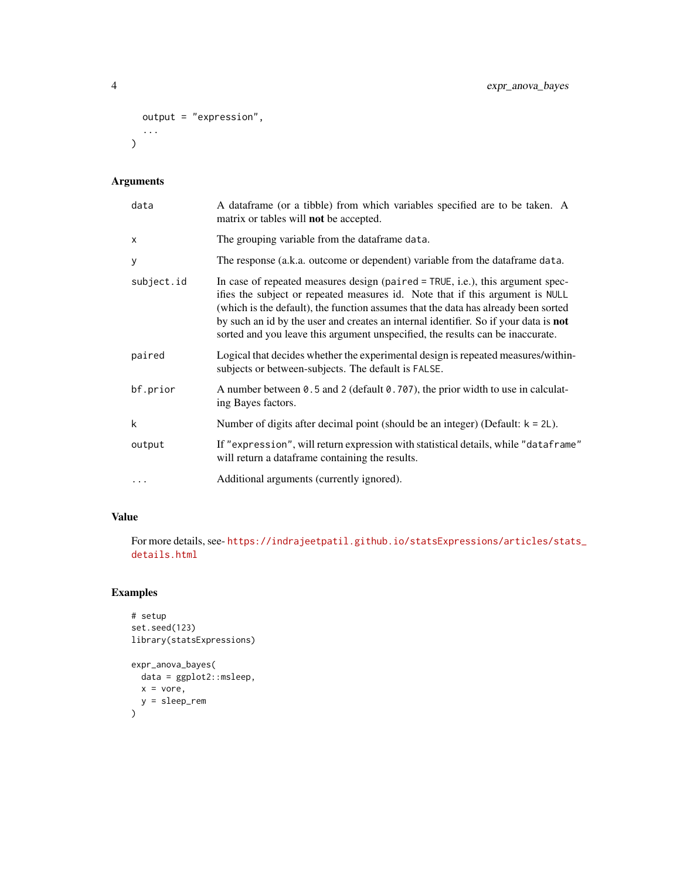```
  output = "expression",
  ...
)
```

## Arguments

| Argument | Description |
|---|---|
| `data` | A dataframe (or a tibble) from which variables specified are to be taken. A matrix or tables will **not** be accepted. |
| `x` | The grouping variable from the dataframe `data`. |
| `y` | The response (a.k.a. outcome or dependent) variable from the dataframe `data`. |
| `subject.id` | In case of repeated measures design (`paired = TRUE`, i.e.), this argument specifies the subject or repeated measures id. Note that if this argument is `NULL` (which is the default), the function assumes that the data has already been sorted by such an id by the user and creates an internal identifier. So if your data is **not** sorted and you leave this argument unspecified, the results can be inaccurate. |
| `paired` | Logical that decides whether the experimental design is repeated measures/within-subjects or between-subjects. The default is `FALSE`. |
| `bf.prior` | A number between `0.5` and `2` (default `0.707`), the prior width to use in calculating Bayes factors. |
| `k` | Number of digits after decimal point (should be an integer) (Default: `k = 2L`). |
| `output` | If `"expression"`, will return expression with statistical details, while `"dataframe"` will return a dataframe containing the results. |
| `...` | Additional arguments (currently ignored). |

## Value

For more details, see- https://indrajeetpatil.github.io/statsExpressions/articles/stats_details.html

## Examples

```
# setup
set.seed(123)
library(statsExpressions)

expr_anova_bayes(
  data = ggplot2::msleep,
  x = vore,
  y = sleep_rem
)
```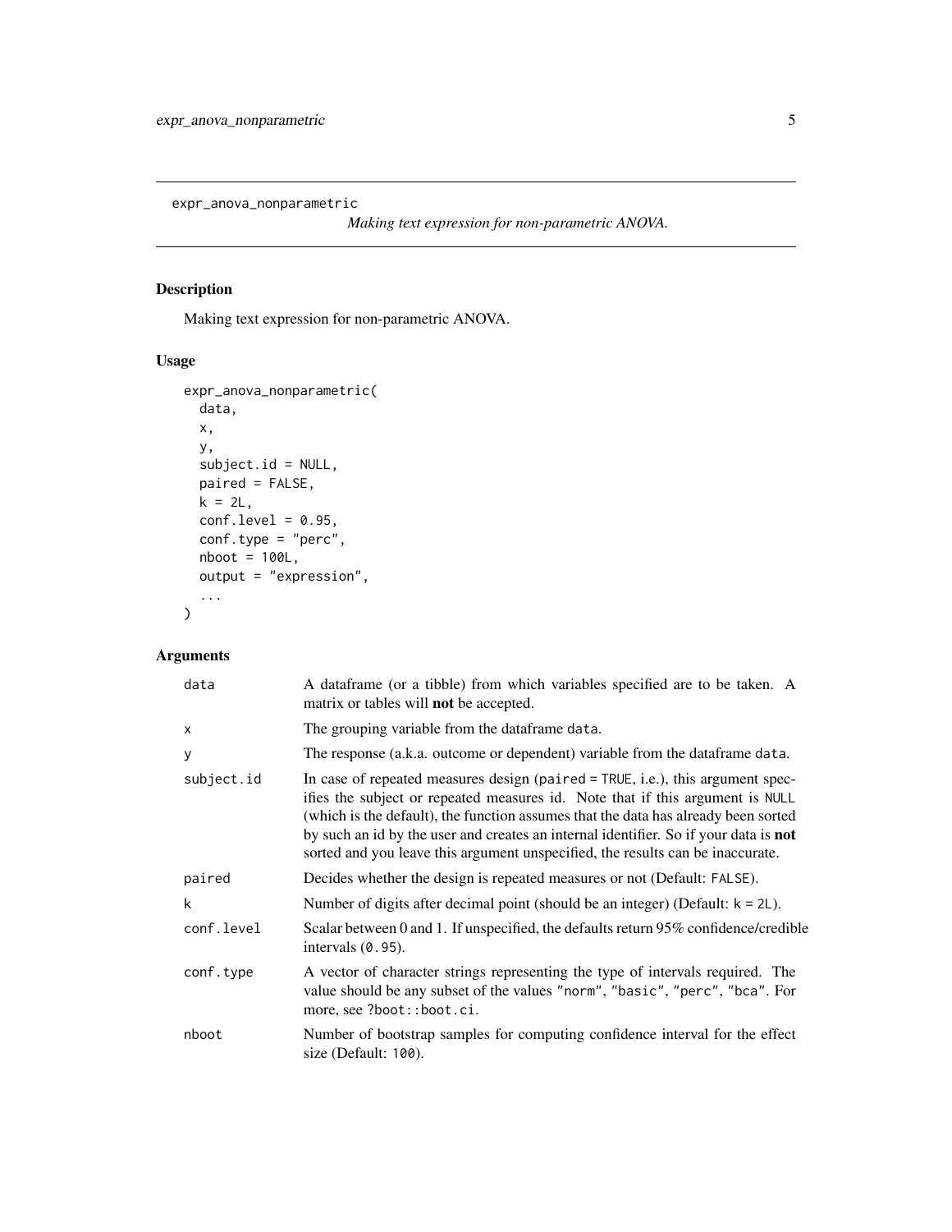# expr_anova_nonparametric

*Making text expression for non-parametric ANOVA.*

## Description

Making text expression for non-parametric ANOVA.

## Usage

```
expr_anova_nonparametric(
  data,
  x,
  y,
  subject.id = NULL,
  paired = FALSE,
  k = 2L,
  conf.level = 0.95,
  conf.type = "perc",
  nboot = 100L,
  output = "expression",
  ...
)
```

## Arguments

| | |
|---|---|
| data | A dataframe (or a tibble) from which variables specified are to be taken. A matrix or tables will **not** be accepted. |
| x | The grouping variable from the dataframe data. |
| y | The response (a.k.a. outcome or dependent) variable from the dataframe data. |
| subject.id | In case of repeated measures design (paired = TRUE, i.e.), this argument specifies the subject or repeated measures id. Note that if this argument is NULL (which is the default), the function assumes that the data has already been sorted by such an id by the user and creates an internal identifier. So if your data is **not** sorted and you leave this argument unspecified, the results can be inaccurate. |
| paired | Decides whether the design is repeated measures or not (Default: FALSE). |
| k | Number of digits after decimal point (should be an integer) (Default: k = 2L). |
| conf.level | Scalar between 0 and 1. If unspecified, the defaults return 95% confidence/credible intervals (0.95). |
| conf.type | A vector of character strings representing the type of intervals required. The value should be any subset of the values "norm", "basic", "perc", "bca". For more, see ?boot::boot.ci. |
| nboot | Number of bootstrap samples for computing confidence interval for the effect size (Default: 100). |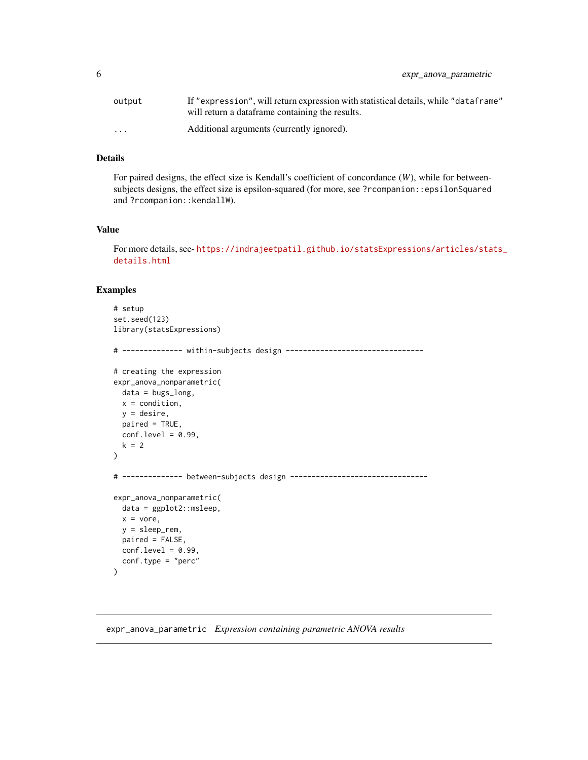| | |
|---|---|
| `output` | If `"expression"`, will return expression with statistical details, while `"dataframe"` will return a dataframe containing the results. |
| `...` | Additional arguments (currently ignored). |

## Details

For paired designs, the effect size is Kendall's coefficient of concordance ($W$), while for between-subjects designs, the effect size is epsilon-squared (for more, see `?rcompanion::epsilonSquared` and `?rcompanion::kendallW`).

## Value

For more details, see- https://indrajeetpatil.github.io/statsExpressions/articles/stats_details.html

## Examples

```
# setup
set.seed(123)
library(statsExpressions)

# -------------- within-subjects design --------------------------------

# creating the expression
expr_anova_nonparametric(
  data = bugs_long,
  x = condition,
  y = desire,
  paired = TRUE,
  conf.level = 0.99,
  k = 2
)

# -------------- between-subjects design --------------------------------

expr_anova_nonparametric(
  data = ggplot2::msleep,
  x = vore,
  y = sleep_rem,
  paired = FALSE,
  conf.level = 0.99,
  conf.type = "perc"
)
```

---

`expr_anova_parametric` *Expression containing parametric ANOVA results*

---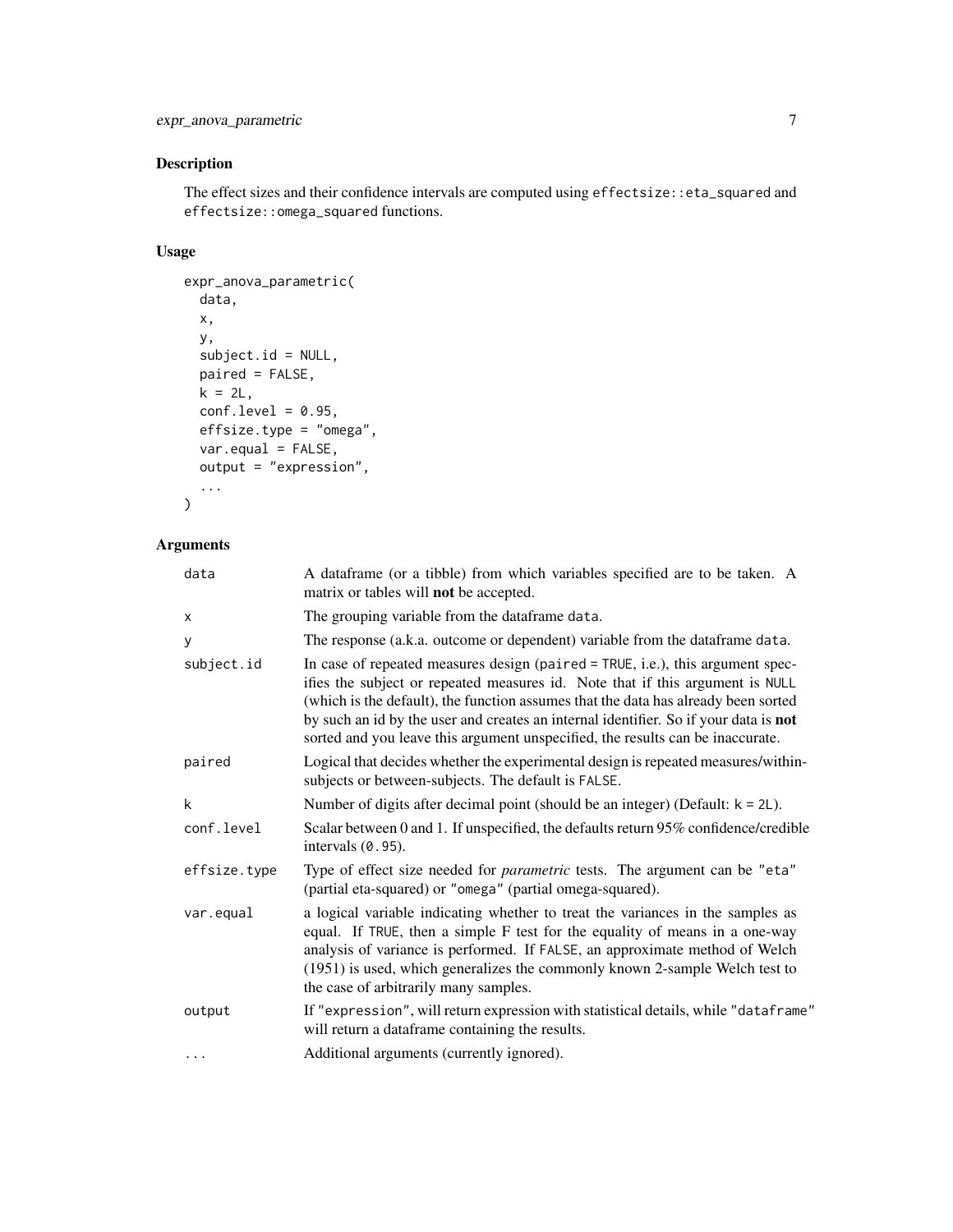## Description

The effect sizes and their confidence intervals are computed using `effectsize::eta_squared` and `effectsize::omega_squared` functions.

## Usage

```
expr_anova_parametric(
  data,
  x,
  y,
  subject.id = NULL,
  paired = FALSE,
  k = 2L,
  conf.level = 0.95,
  effsize.type = "omega",
  var.equal = FALSE,
  output = "expression",
  ...
)
```

## Arguments

| Argument | Description |
|---|---|
| `data` | A dataframe (or a tibble) from which variables specified are to be taken. A matrix or tables will **not** be accepted. |
| `x` | The grouping variable from the dataframe `data`. |
| `y` | The response (a.k.a. outcome or dependent) variable from the dataframe `data`. |
| `subject.id` | In case of repeated measures design (`paired = TRUE`, i.e.), this argument specifies the subject or repeated measures id. Note that if this argument is `NULL` (which is the default), the function assumes that the data has already been sorted by such an id by the user and creates an internal identifier. So if your data is **not** sorted and you leave this argument unspecified, the results can be inaccurate. |
| `paired` | Logical that decides whether the experimental design is repeated measures/within-subjects or between-subjects. The default is `FALSE`. |
| `k` | Number of digits after decimal point (should be an integer) (Default: `k = 2L`). |
| `conf.level` | Scalar between 0 and 1. If unspecified, the defaults return 95% confidence/credible intervals (`0.95`). |
| `effsize.type` | Type of effect size needed for *parametric* tests. The argument can be `"eta"` (partial eta-squared) or `"omega"` (partial omega-squared). |
| `var.equal` | a logical variable indicating whether to treat the variances in the samples as equal. If `TRUE`, then a simple F test for the equality of means in a one-way analysis of variance is performed. If `FALSE`, an approximate method of Welch (1951) is used, which generalizes the commonly known 2-sample Welch test to the case of arbitrarily many samples. |
| `output` | If `"expression"`, will return expression with statistical details, while `"dataframe"` will return a dataframe containing the results. |
| `...` | Additional arguments (currently ignored). |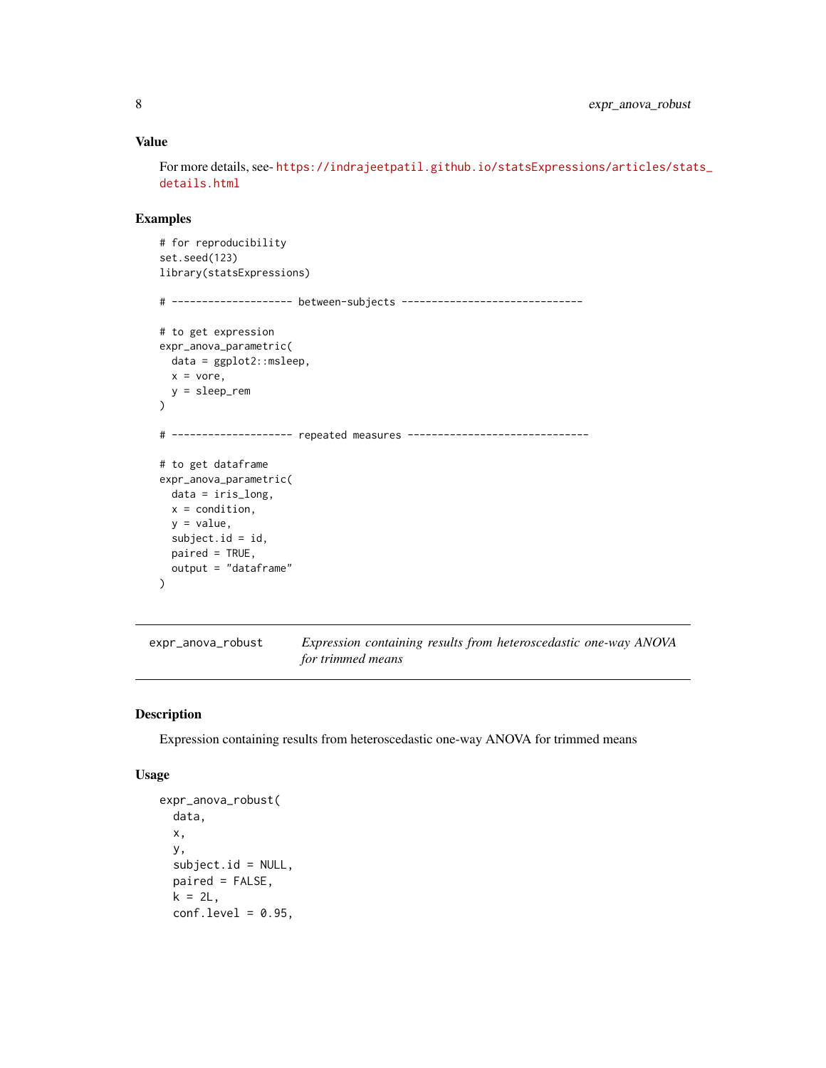## Value

For more details, see- https://indrajeetpatil.github.io/statsExpressions/articles/stats_details.html

## Examples

```
# for reproducibility
set.seed(123)
library(statsExpressions)

# -------------------- between-subjects ------------------------------

# to get expression
expr_anova_parametric(
  data = ggplot2::msleep,
  x = vore,
  y = sleep_rem
)

# -------------------- repeated measures ------------------------------

# to get dataframe
expr_anova_parametric(
  data = iris_long,
  x = condition,
  y = value,
  subject.id = id,
  paired = TRUE,
  output = "dataframe"
)
```

---

# expr_anova_robust — *Expression containing results from heteroscedastic one-way ANOVA for trimmed means*

## Description

Expression containing results from heteroscedastic one-way ANOVA for trimmed means

## Usage

```
expr_anova_robust(
  data,
  x,
  y,
  subject.id = NULL,
  paired = FALSE,
  k = 2L,
  conf.level = 0.95,
```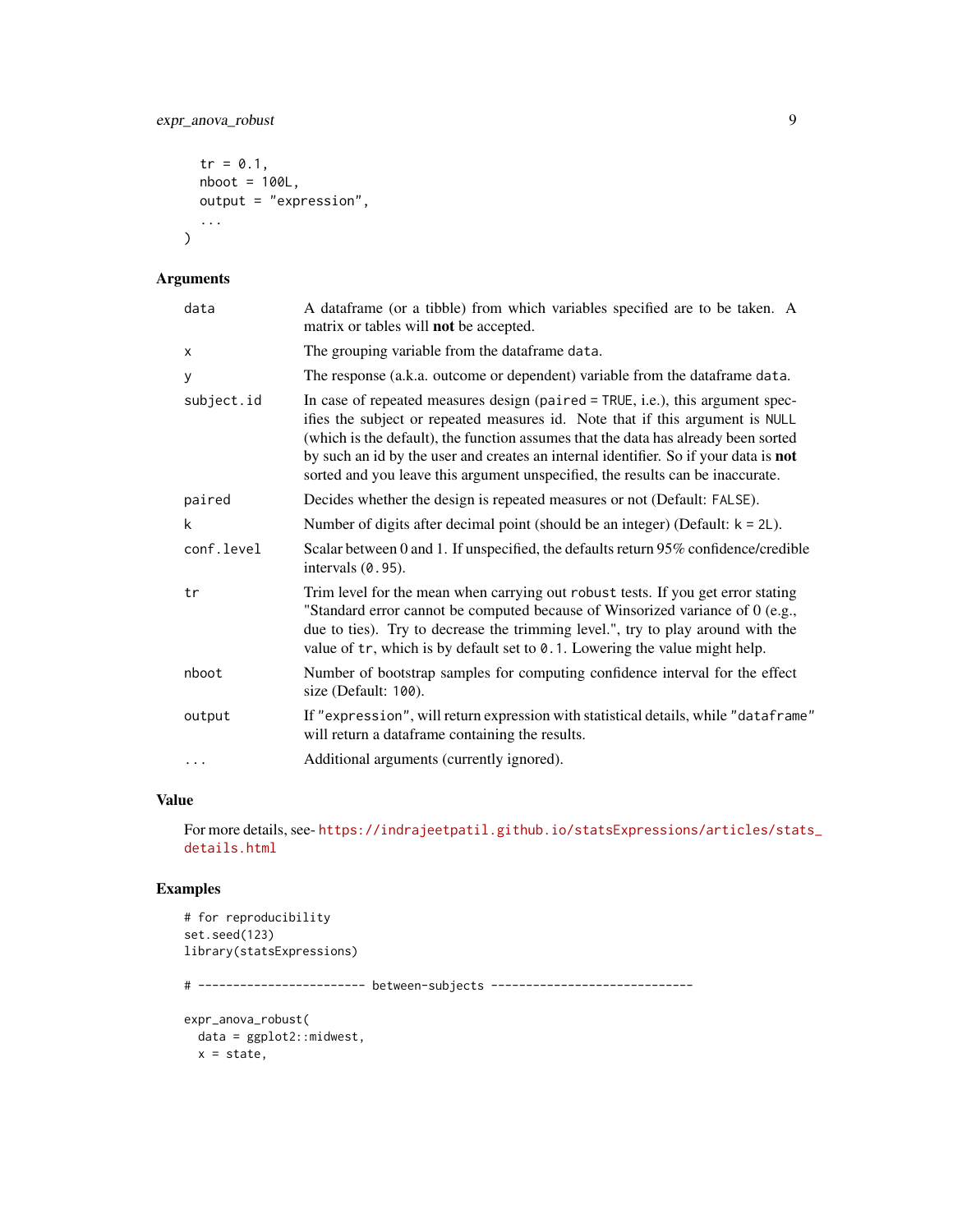```
  tr = 0.1,
  nboot = 100L,
  output = "expression",
  ...
)
```

## Arguments

| | |
|---|---|
| data | A dataframe (or a tibble) from which variables specified are to be taken. A matrix or tables will **not** be accepted. |
| x | The grouping variable from the dataframe data. |
| y | The response (a.k.a. outcome or dependent) variable from the dataframe data. |
| subject.id | In case of repeated measures design (paired = TRUE, i.e.), this argument specifies the subject or repeated measures id. Note that if this argument is NULL (which is the default), the function assumes that the data has already been sorted by such an id by the user and creates an internal identifier. So if your data is **not** sorted and you leave this argument unspecified, the results can be inaccurate. |
| paired | Decides whether the design is repeated measures or not (Default: FALSE). |
| k | Number of digits after decimal point (should be an integer) (Default: k = 2L). |
| conf.level | Scalar between 0 and 1. If unspecified, the defaults return 95% confidence/credible intervals (0.95). |
| tr | Trim level for the mean when carrying out robust tests. If you get error stating "Standard error cannot be computed because of Winsorized variance of 0 (e.g., due to ties). Try to decrease the trimming level.", try to play around with the value of tr, which is by default set to 0.1. Lowering the value might help. |
| nboot | Number of bootstrap samples for computing confidence interval for the effect size (Default: 100). |
| output | If "expression", will return expression with statistical details, while "dataframe" will return a dataframe containing the results. |
| ... | Additional arguments (currently ignored). |

## Value

For more details, see- https://indrajeetpatil.github.io/statsExpressions/articles/stats_details.html

## Examples

```
# for reproducibility
set.seed(123)
library(statsExpressions)

# ----------------------- between-subjects ----------------------------

expr_anova_robust(
  data = ggplot2::midwest,
  x = state,
```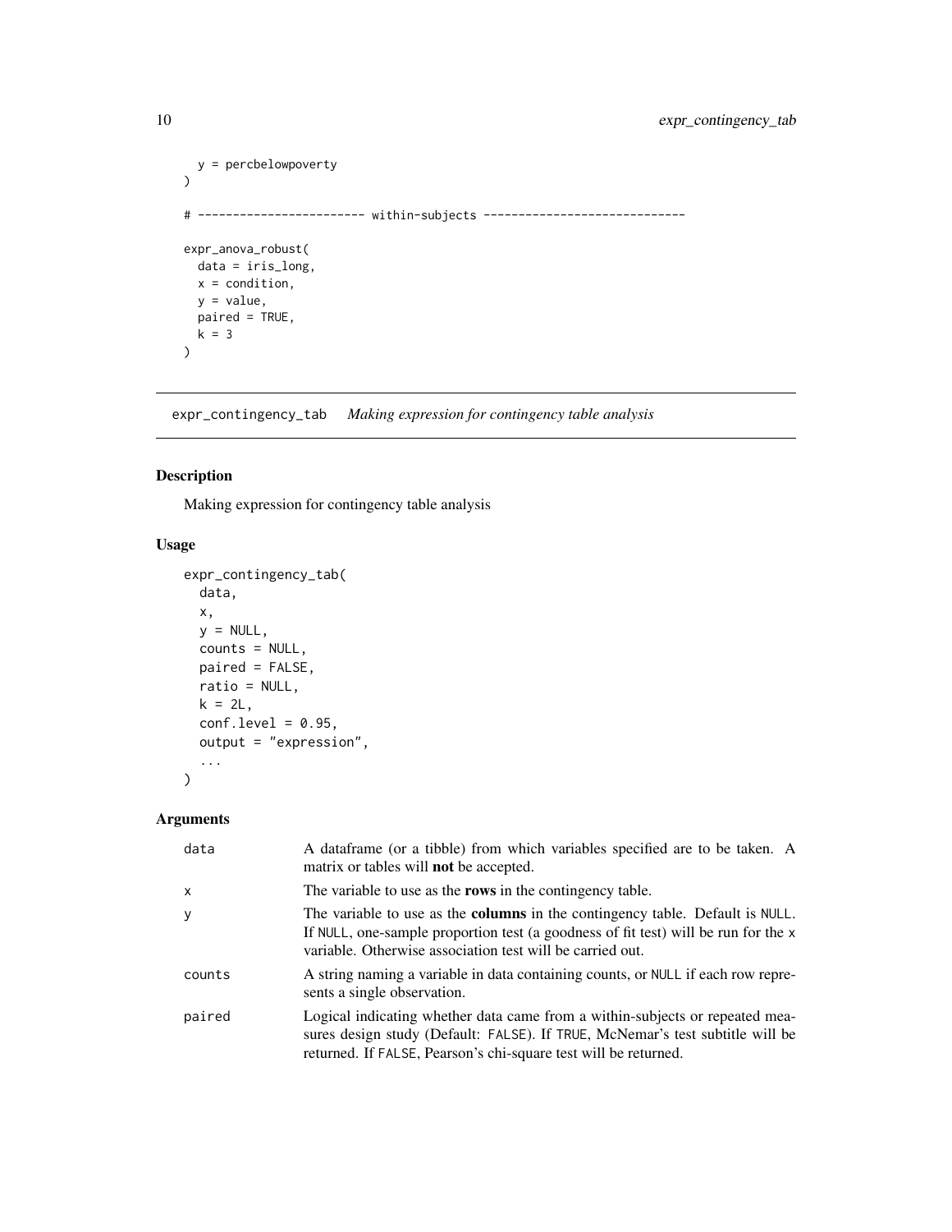```
  y = percbelowpoverty
)

# ----------------------- within-subjects ----------------------------

expr_anova_robust(
  data = iris_long,
  x = condition,
  y = value,
  paired = TRUE,
  k = 3
)
```

## expr_contingency_tab *Making expression for contingency table analysis*

### Description

Making expression for contingency table analysis

### Usage

```
expr_contingency_tab(
  data,
  x,
  y = NULL,
  counts = NULL,
  paired = FALSE,
  ratio = NULL,
  k = 2L,
  conf.level = 0.95,
  output = "expression",
  ...
)
```

### Arguments

| | |
|---|---|
| data | A dataframe (or a tibble) from which variables specified are to be taken. A matrix or tables will **not** be accepted. |
| x | The variable to use as the **rows** in the contingency table. |
| y | The variable to use as the **columns** in the contingency table. Default is NULL. If NULL, one-sample proportion test (a goodness of fit test) will be run for the x variable. Otherwise association test will be carried out. |
| counts | A string naming a variable in data containing counts, or NULL if each row represents a single observation. |
| paired | Logical indicating whether data came from a within-subjects or repeated measures design study (Default: FALSE). If TRUE, McNemar's test subtitle will be returned. If FALSE, Pearson's chi-square test will be returned. |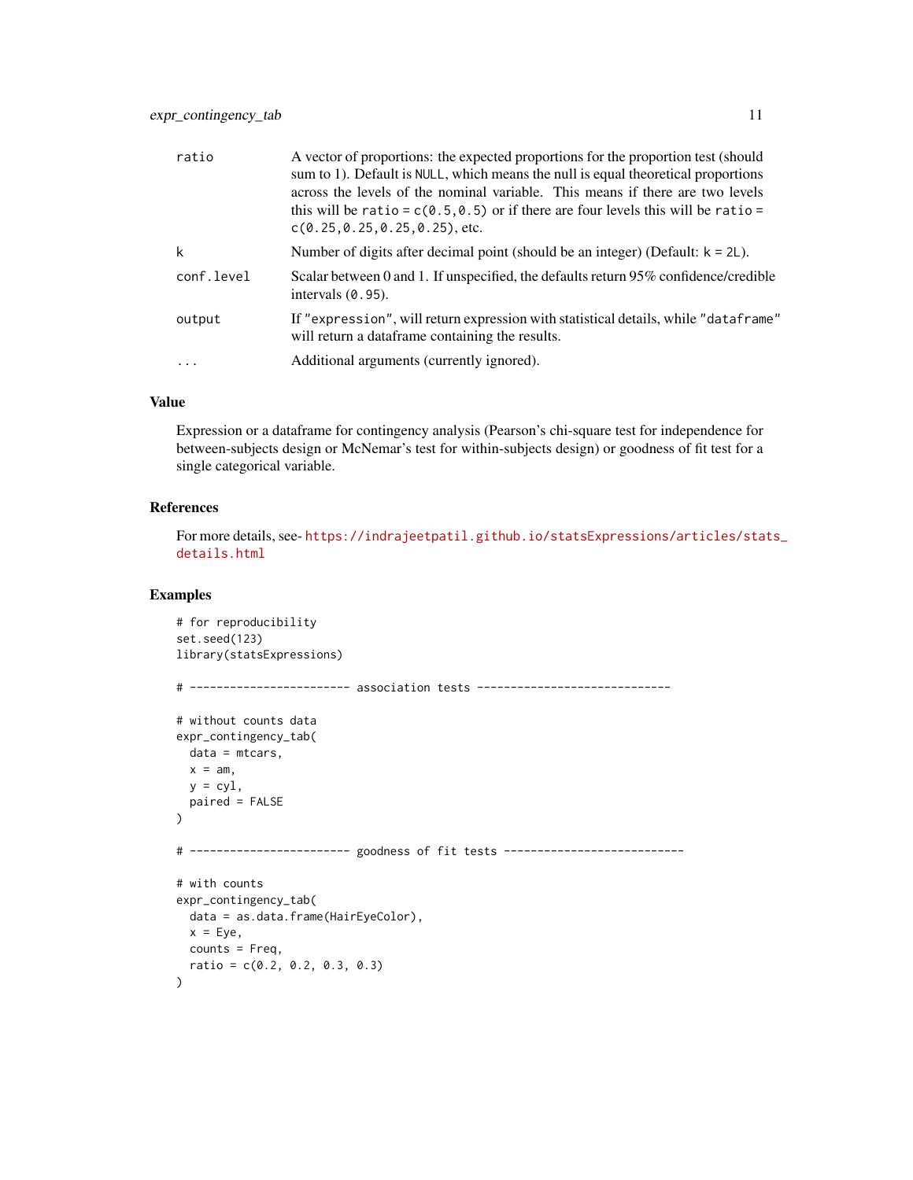| | |
|---|---|
| ratio | A vector of proportions: the expected proportions for the proportion test (should sum to 1). Default is `NULL`, which means the null is equal theoretical proportions across the levels of the nominal variable. This means if there are two levels this will be `ratio = c(0.5,0.5)` or if there are four levels this will be `ratio = c(0.25,0.25,0.25,0.25)`, etc. |
| k | Number of digits after decimal point (should be an integer) (Default: `k = 2L`). |
| conf.level | Scalar between 0 and 1. If unspecified, the defaults return 95% confidence/credible intervals (`0.95`). |
| output | If `"expression"`, will return expression with statistical details, while `"dataframe"` will return a dataframe containing the results. |
| ... | Additional arguments (currently ignored). |

### Value

Expression or a dataframe for contingency analysis (Pearson's chi-square test for independence for between-subjects design or McNemar's test for within-subjects design) or goodness of fit test for a single categorical variable.

### References

For more details, see- https://indrajeetpatil.github.io/statsExpressions/articles/stats_details.html

### Examples

```
# for reproducibility
set.seed(123)
library(statsExpressions)

# ----------------------- association tests -----------------------------

# without counts data
expr_contingency_tab(
  data = mtcars,
  x = am,
  y = cyl,
  paired = FALSE
)

# ----------------------- goodness of fit tests --------------------------

# with counts
expr_contingency_tab(
  data = as.data.frame(HairEyeColor),
  x = Eye,
  counts = Freq,
  ratio = c(0.2, 0.2, 0.3, 0.3)
)
```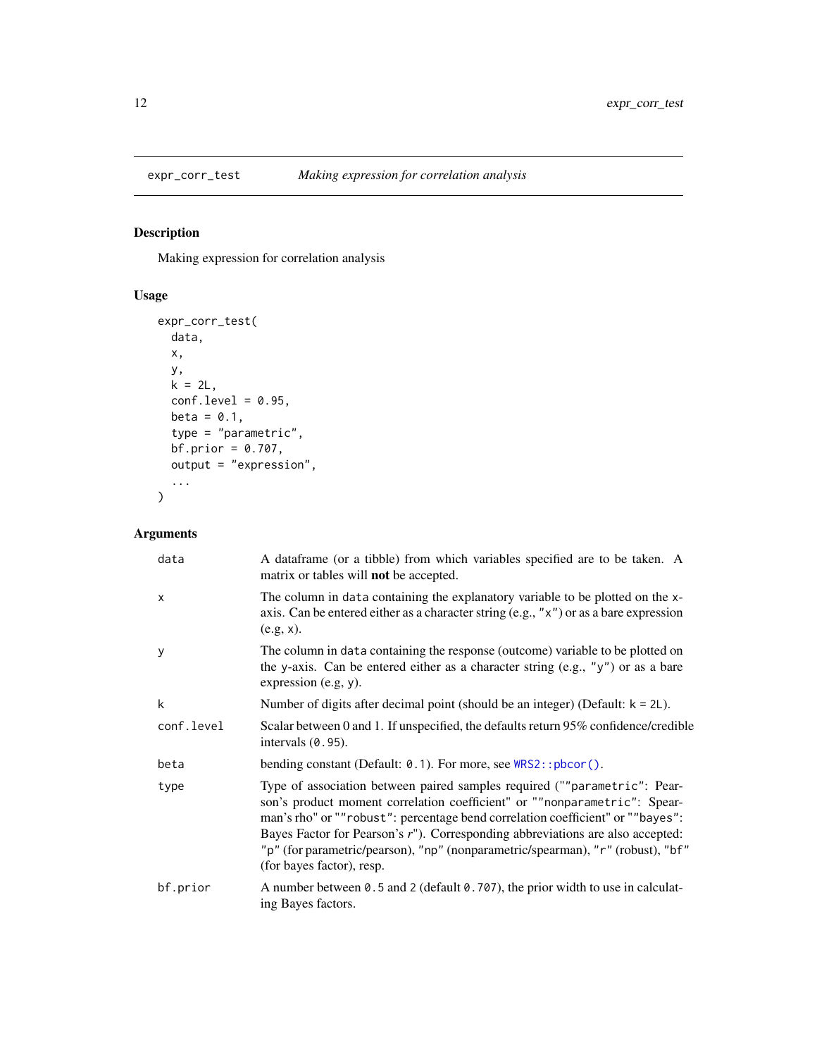## expr_corr_test    *Making expression for correlation analysis*

### Description

Making expression for correlation analysis

### Usage

```
expr_corr_test(
  data,
  x,
  y,
  k = 2L,
  conf.level = 0.95,
  beta = 0.1,
  type = "parametric",
  bf.prior = 0.707,
  output = "expression",
  ...
)
```

### Arguments

| | |
|---|---|
| `data` | A dataframe (or a tibble) from which variables specified are to be taken. A matrix or tables will **not** be accepted. |
| `x` | The column in `data` containing the explanatory variable to be plotted on the x-axis. Can be entered either as a character string (e.g., `"x"`) or as a bare expression (e.g, `x`). |
| `y` | The column in `data` containing the response (outcome) variable to be plotted on the y-axis. Can be entered either as a character string (e.g., `"y"`) or as a bare expression (e.g, `y`). |
| `k` | Number of digits after decimal point (should be an integer) (Default: `k = 2L`). |
| `conf.level` | Scalar between 0 and 1. If unspecified, the defaults return 95% confidence/credible intervals (`0.95`). |
| `beta` | bending constant (Default: `0.1`). For more, see `WRS2::pbcor()`. |
| `type` | Type of association between paired samples required (""`parametric`": Pearson's product moment correlation coefficient" or ""`nonparametric`": Spearman's rho" or ""`robust`": percentage bend correlation coefficient" or ""`bayes`": Bayes Factor for Pearson's *r*"). Corresponding abbreviations are also accepted: `"p"` (for parametric/pearson), `"np"` (nonparametric/spearman), `"r"` (robust), `"bf"` (for bayes factor), resp. |
| `bf.prior` | A number between `0.5` and `2` (default `0.707`), the prior width to use in calculating Bayes factors. |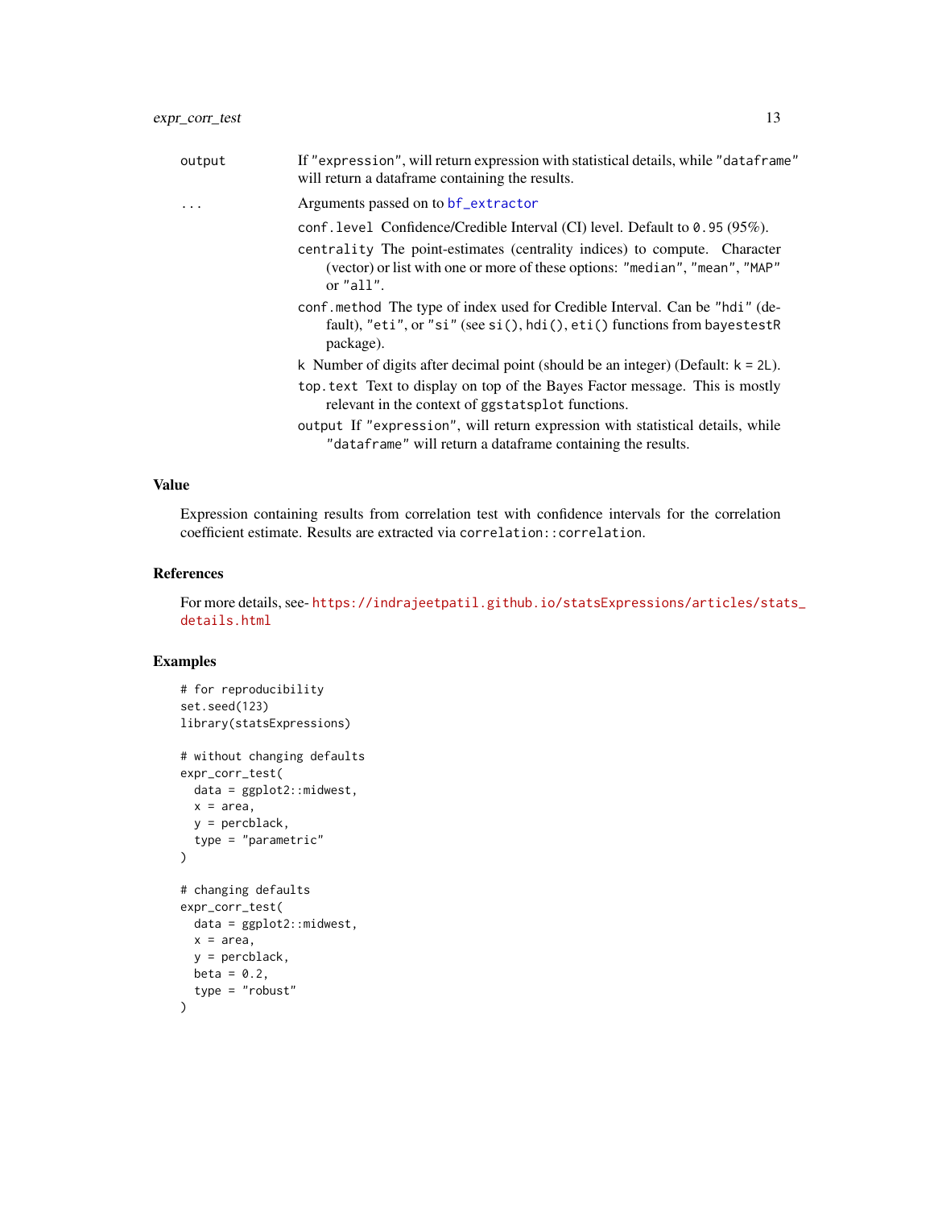| | |
|---|---|
| output | If "expression", will return expression with statistical details, while "dataframe" will return a dataframe containing the results. |
| ... | Arguments passed on to bf_extractor<br>conf.level Confidence/Credible Interval (CI) level. Default to 0.95 (95%).<br>centrality The point-estimates (centrality indices) to compute. Character (vector) or list with one or more of these options: "median", "mean", "MAP" or "all".<br>conf.method The type of index used for Credible Interval. Can be "hdi" (default), "eti", or "si" (see si(), hdi(), eti() functions from bayestestR package).<br>k Number of digits after decimal point (should be an integer) (Default: k = 2L).<br>top.text Text to display on top of the Bayes Factor message. This is mostly relevant in the context of ggstatsplot functions.<br>output If "expression", will return expression with statistical details, while "dataframe" will return a dataframe containing the results. |

## Value

Expression containing results from correlation test with confidence intervals for the correlation coefficient estimate. Results are extracted via `correlation::correlation`.

## References

For more details, see- https://indrajeetpatil.github.io/statsExpressions/articles/stats_details.html

## Examples

```
# for reproducibility
set.seed(123)
library(statsExpressions)

# without changing defaults
expr_corr_test(
  data = ggplot2::midwest,
  x = area,
  y = percblack,
  type = "parametric"
)

# changing defaults
expr_corr_test(
  data = ggplot2::midwest,
  x = area,
  y = percblack,
  beta = 0.2,
  type = "robust"
)
```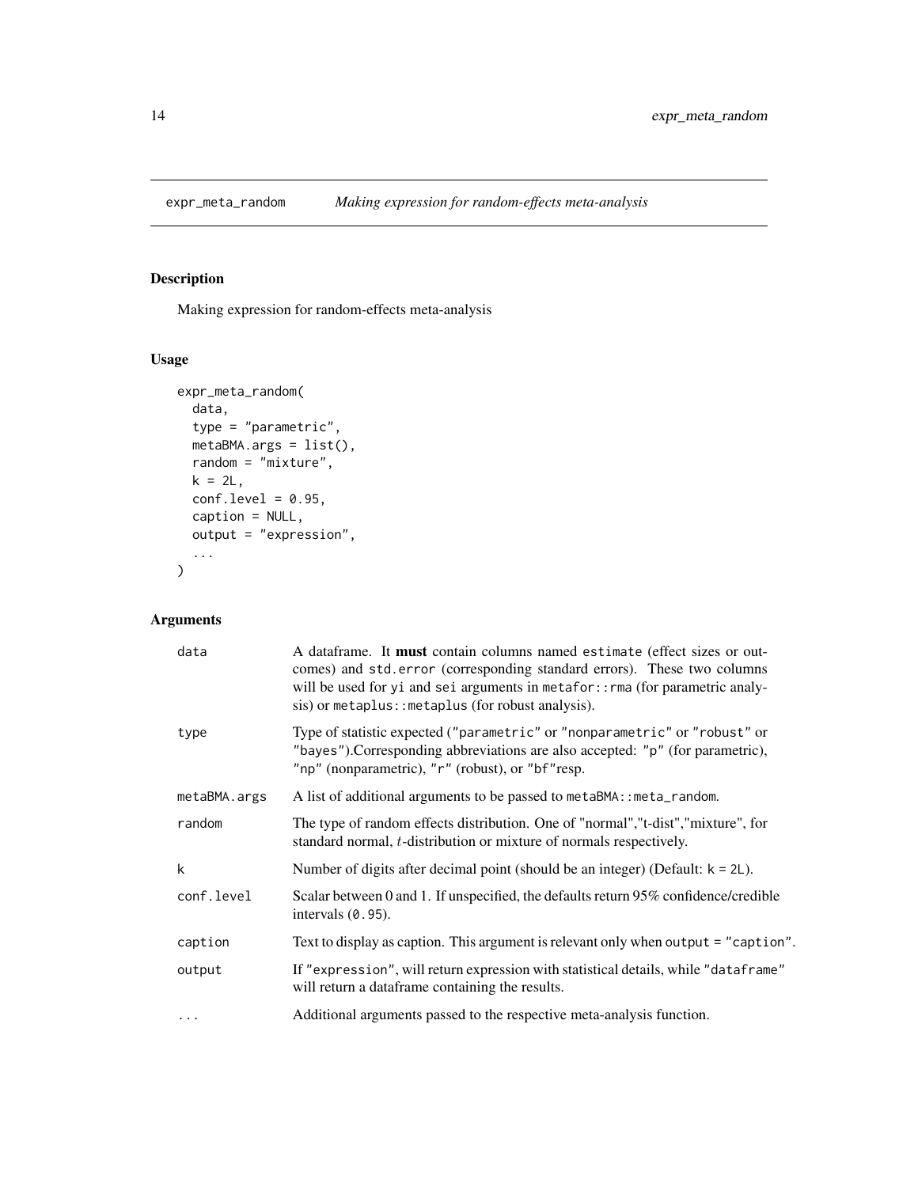# expr_meta_random — *Making expression for random-effects meta-analysis*

## Description

Making expression for random-effects meta-analysis

## Usage

```
expr_meta_random(
  data,
  type = "parametric",
  metaBMA.args = list(),
  random = "mixture",
  k = 2L,
  conf.level = 0.95,
  caption = NULL,
  output = "expression",
  ...
)
```

## Arguments

| Argument | Description |
|---|---|
| data | A dataframe. It **must** contain columns named estimate (effect sizes or outcomes) and std.error (corresponding standard errors). These two columns will be used for yi and sei arguments in metafor::rma (for parametric analysis) or metaplus::metaplus (for robust analysis). |
| type | Type of statistic expected ("parametric" or "nonparametric" or "robust" or "bayes").Corresponding abbreviations are also accepted: "p" (for parametric), "np" (nonparametric), "r" (robust), or "bf"resp. |
| metaBMA.args | A list of additional arguments to be passed to metaBMA::meta_random. |
| random | The type of random effects distribution. One of "normal","t-dist","mixture", for standard normal, $t$-distribution or mixture of normals respectively. |
| k | Number of digits after decimal point (should be an integer) (Default: k = 2L). |
| conf.level | Scalar between 0 and 1. If unspecified, the defaults return 95% confidence/credible intervals (0.95). |
| caption | Text to display as caption. This argument is relevant only when output = "caption". |
| output | If "expression", will return expression with statistical details, while "dataframe" will return a dataframe containing the results. |
| ... | Additional arguments passed to the respective meta-analysis function. |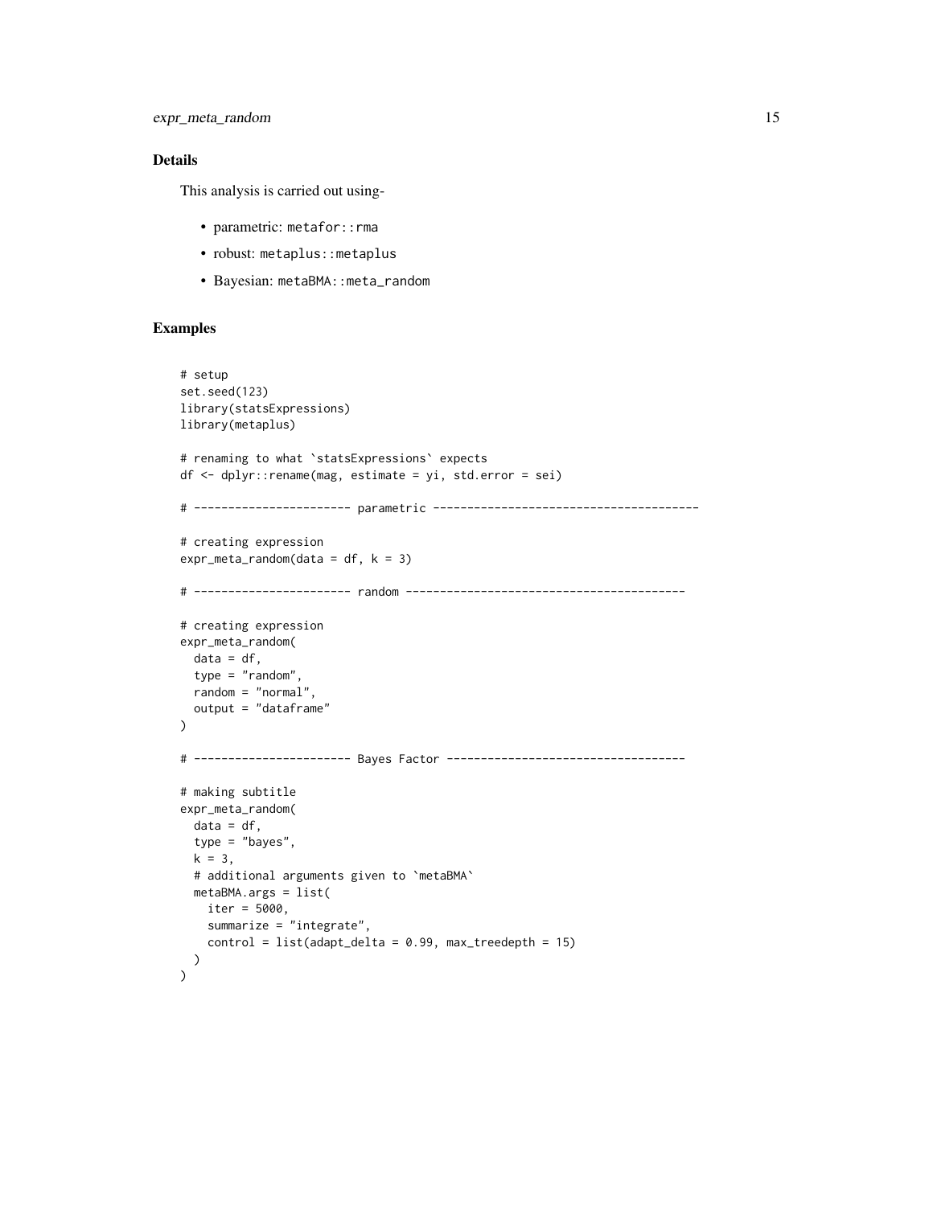## Details

This analysis is carried out using-

- parametric: `metafor::rma`
- robust: `metaplus::metaplus`
- Bayesian: `metaBMA::meta_random`

## Examples

```
# setup
set.seed(123)
library(statsExpressions)
library(metaplus)

# renaming to what `statsExpressions` expects
df <- dplyr::rename(mag, estimate = yi, std.error = sei)

# ---------------------- parametric ---------------------------------------

# creating expression
expr_meta_random(data = df, k = 3)

# ---------------------- random -----------------------------------------

# creating expression
expr_meta_random(
  data = df,
  type = "random",
  random = "normal",
  output = "dataframe"
)

# ---------------------- Bayes Factor -----------------------------------

# making subtitle
expr_meta_random(
  data = df,
  type = "bayes",
  k = 3,
  # additional arguments given to `metaBMA`
  metaBMA.args = list(
    iter = 5000,
    summarize = "integrate",
    control = list(adapt_delta = 0.99, max_treedepth = 15)
  )
)
```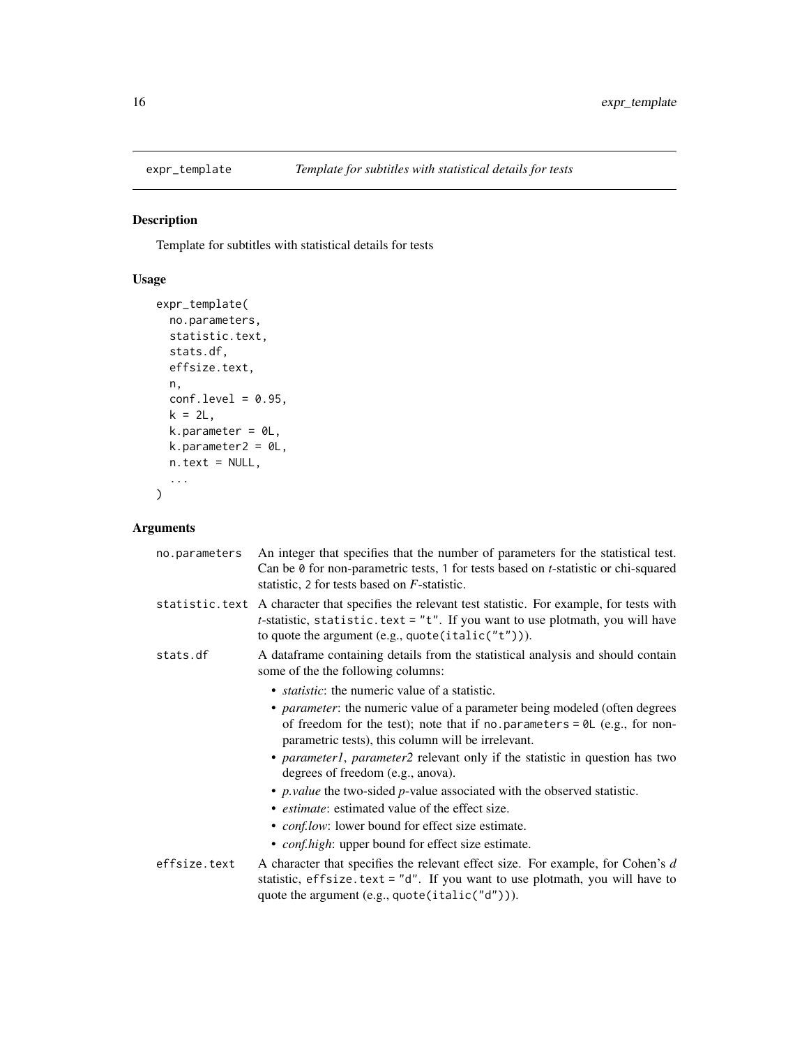# expr_template *Template for subtitles with statistical details for tests*

## Description

Template for subtitles with statistical details for tests

## Usage

```
expr_template(
  no.parameters,
  statistic.text,
  stats.df,
  effsize.text,
  n,
  conf.level = 0.95,
  k = 2L,
  k.parameter = 0L,
  k.parameter2 = 0L,
  n.text = NULL,
  ...
)
```

## Arguments

**no.parameters** An integer that specifies that the number of parameters for the statistical test. Can be `0` for non-parametric tests, `1` for tests based on *t*-statistic or chi-squared statistic, `2` for tests based on *F*-statistic.

**statistic.text** A character that specifies the relevant test statistic. For example, for tests with *t*-statistic, `statistic.text = "t"`. If you want to use plotmath, you will have to quote the argument (e.g., `quote(italic("t"))`).

**stats.df** A dataframe containing details from the statistical analysis and should contain some of the the following columns:

- *statistic*: the numeric value of a statistic.
- *parameter*: the numeric value of a parameter being modeled (often degrees of freedom for the test); note that if `no.parameters = 0L` (e.g., for non-parametric tests), this column will be irrelevant.
- *parameter1*, *parameter2* relevant only if the statistic in question has two degrees of freedom (e.g., anova).
- *p.value* the two-sided *p*-value associated with the observed statistic.
- *estimate*: estimated value of the effect size.
- *conf.low*: lower bound for effect size estimate.
- *conf.high*: upper bound for effect size estimate.

**effsize.text** A character that specifies the relevant effect size. For example, for Cohen's *d* statistic, `effsize.text = "d"`. If you want to use plotmath, you will have to quote the argument (e.g., `quote(italic("d"))`).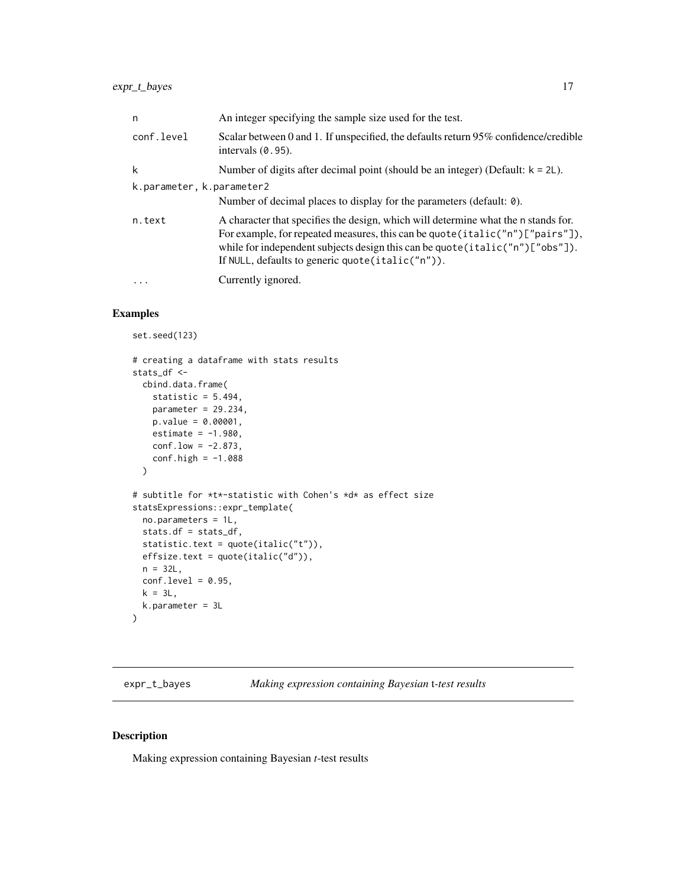| | |
|---|---|
| n | An integer specifying the sample size used for the test. |
| conf.level | Scalar between 0 and 1. If unspecified, the defaults return 95% confidence/credible intervals (`0.95`). |
| k | Number of digits after decimal point (should be an integer) (Default: `k = 2L`). |
| k.parameter, k.parameter2 | Number of decimal places to display for the parameters (default: `0`). |
| n.text | A character that specifies the design, which will determine what the `n` stands for. For example, for repeated measures, this can be `quote(italic("n")["pairs"])`, while for independent subjects design this can be `quote(italic("n")["obs"])`. If `NULL`, defaults to generic `quote(italic("n"))`. |
| ... | Currently ignored. |

## Examples

```
set.seed(123)

# creating a dataframe with stats results
stats_df <-
  cbind.data.frame(
    statistic = 5.494,
    parameter = 29.234,
    p.value = 0.00001,
    estimate = -1.980,
    conf.low = -2.873,
    conf.high = -1.088
  )

# subtitle for *t*-statistic with Cohen's *d* as effect size
statsExpressions::expr_template(
  no.parameters = 1L,
  stats.df = stats_df,
  statistic.text = quote(italic("t")),
  effsize.text = quote(italic("d")),
  n = 32L,
  conf.level = 0.95,
  k = 3L,
  k.parameter = 3L
)
```

---

# expr_t_bayes — *Making expression containing Bayesian* t*-test results*

## Description

Making expression containing Bayesian *t*-test results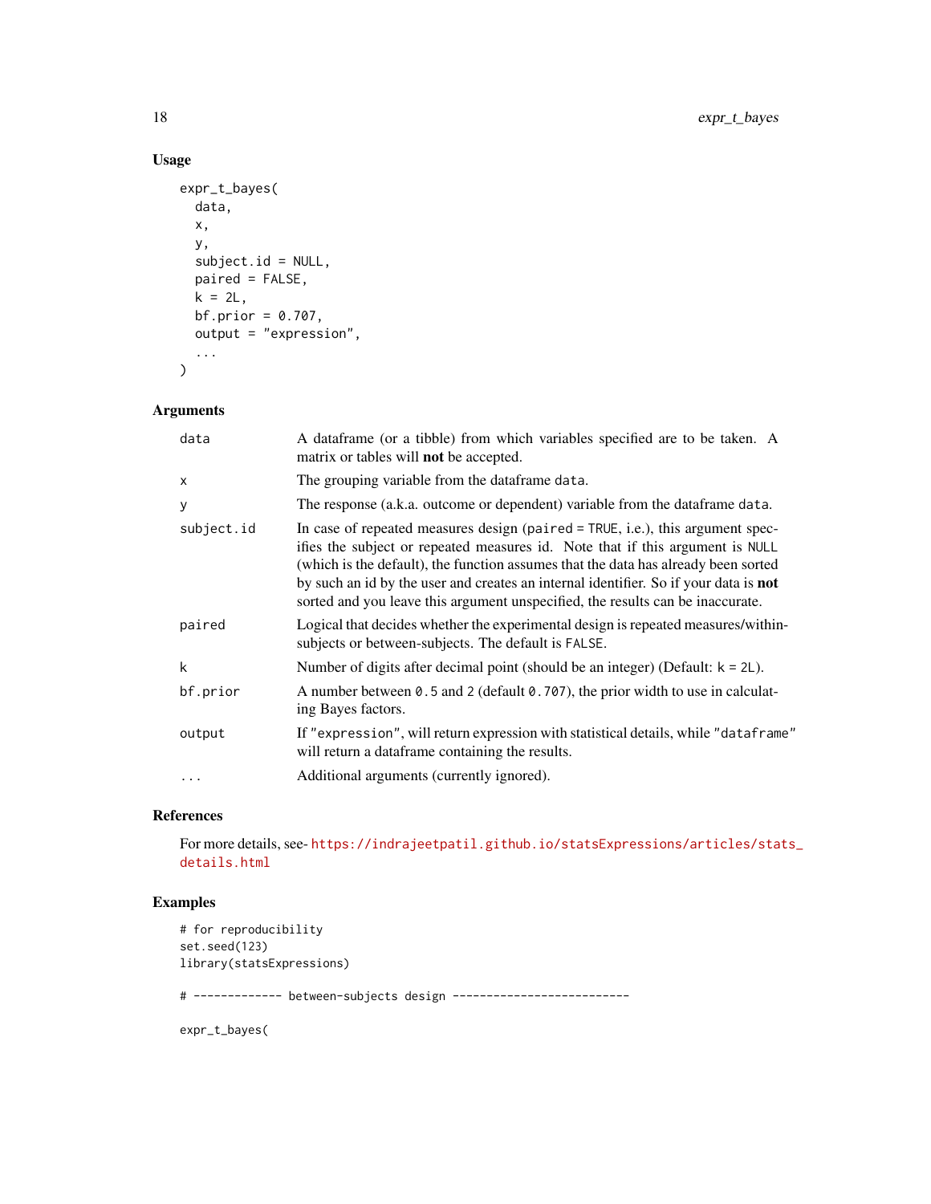## Usage

```
expr_t_bayes(
  data,
  x,
  y,
  subject.id = NULL,
  paired = FALSE,
  k = 2L,
  bf.prior = 0.707,
  output = "expression",
  ...
)
```

## Arguments

| | |
|---|---|
| `data` | A dataframe (or a tibble) from which variables specified are to be taken. A matrix or tables will **not** be accepted. |
| `x` | The grouping variable from the dataframe `data`. |
| `y` | The response (a.k.a. outcome or dependent) variable from the dataframe `data`. |
| `subject.id` | In case of repeated measures design (`paired = TRUE`, i.e.), this argument specifies the subject or repeated measures id. Note that if this argument is `NULL` (which is the default), the function assumes that the data has already been sorted by such an id by the user and creates an internal identifier. So if your data is **not** sorted and you leave this argument unspecified, the results can be inaccurate. |
| `paired` | Logical that decides whether the experimental design is repeated measures/within-subjects or between-subjects. The default is `FALSE`. |
| `k` | Number of digits after decimal point (should be an integer) (Default: `k = 2L`). |
| `bf.prior` | A number between `0.5` and `2` (default `0.707`), the prior width to use in calculating Bayes factors. |
| `output` | If `"expression"`, will return expression with statistical details, while `"dataframe"` will return a dataframe containing the results. |
| `...` | Additional arguments (currently ignored). |

## References

For more details, see- https://indrajeetpatil.github.io/statsExpressions/articles/stats_details.html

## Examples

```
# for reproducibility
set.seed(123)
library(statsExpressions)

# ------------- between-subjects design --------------------------

expr_t_bayes(
```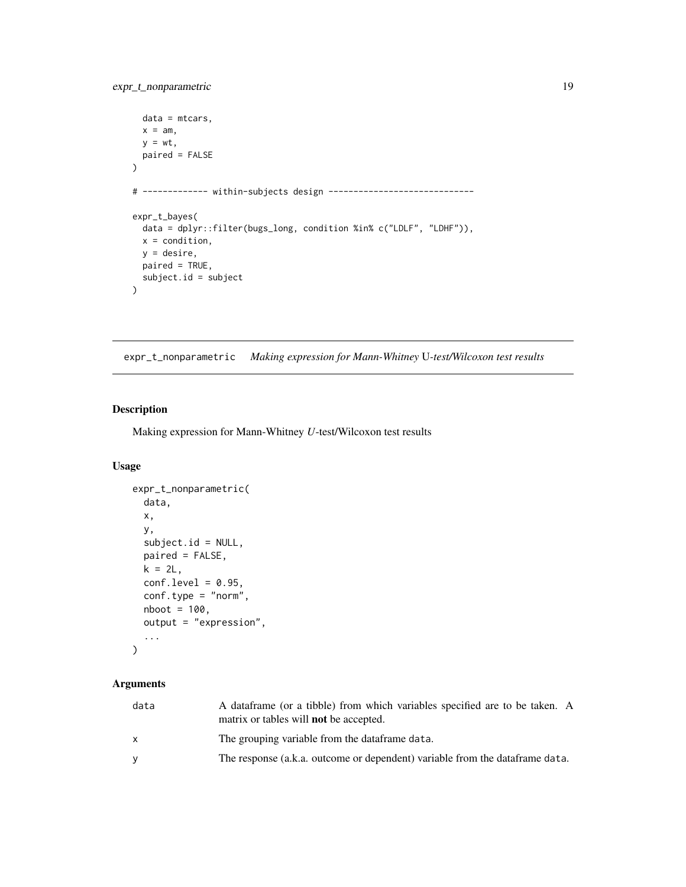```
  data = mtcars,
  x = am,
  y = wt,
  paired = FALSE
)

# ------------- within-subjects design -----------------------------

expr_t_bayes(
  data = dplyr::filter(bugs_long, condition %in% c("LDLF", "LDHF")),
  x = condition,
  y = desire,
  paired = TRUE,
  subject.id = subject
)
```

## expr_t_nonparametric    *Making expression for Mann-Whitney U-test/Wilcoxon test results*

### Description

Making expression for Mann-Whitney *U*-test/Wilcoxon test results

### Usage

```
expr_t_nonparametric(
  data,
  x,
  y,
  subject.id = NULL,
  paired = FALSE,
  k = 2L,
  conf.level = 0.95,
  conf.type = "norm",
  nboot = 100,
  output = "expression",
  ...
)
```

### Arguments

| | |
|---|---|
| data | A dataframe (or a tibble) from which variables specified are to be taken. A matrix or tables will **not** be accepted. |
| x | The grouping variable from the dataframe data. |
| y | The response (a.k.a. outcome or dependent) variable from the dataframe data. |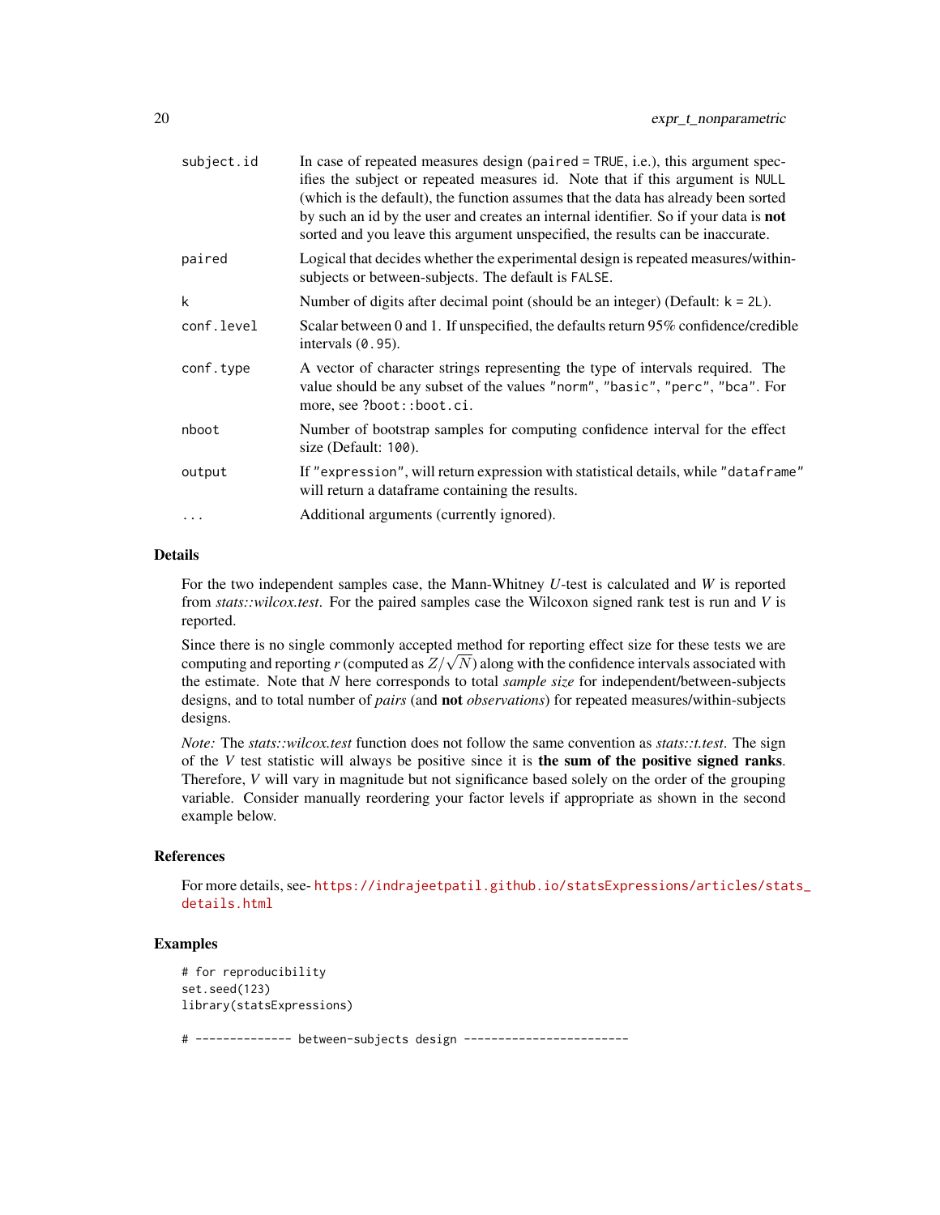| | |
|---|---|
| `subject.id` | In case of repeated measures design (`paired = TRUE`, i.e.), this argument specifies the subject or repeated measures id. Note that if this argument is `NULL` (which is the default), the function assumes that the data has already been sorted by such an id by the user and creates an internal identifier. So if your data is **not** sorted and you leave this argument unspecified, the results can be inaccurate. |
| `paired` | Logical that decides whether the experimental design is repeated measures/within-subjects or between-subjects. The default is `FALSE`. |
| `k` | Number of digits after decimal point (should be an integer) (Default: `k = 2L`). |
| `conf.level` | Scalar between 0 and 1. If unspecified, the defaults return 95% confidence/credible intervals (`0.95`). |
| `conf.type` | A vector of character strings representing the type of intervals required. The value should be any subset of the values `"norm"`, `"basic"`, `"perc"`, `"bca"`. For more, see `?boot::boot.ci`. |
| `nboot` | Number of bootstrap samples for computing confidence interval for the effect size (Default: `100`). |
| `output` | If `"expression"`, will return expression with statistical details, while `"dataframe"` will return a dataframe containing the results. |
| `...` | Additional arguments (currently ignored). |

## Details

For the two independent samples case, the Mann-Whitney $U$-test is calculated and $W$ is reported from *stats::wilcox.test*. For the paired samples case the Wilcoxon signed rank test is run and $V$ is reported.

Since there is no single commonly accepted method for reporting effect size for these tests we are computing and reporting $r$ (computed as $Z/\sqrt{N}$) along with the confidence intervals associated with the estimate. Note that $N$ here corresponds to total *sample size* for independent/between-subjects designs, and to total number of *pairs* (and **not** *observations*) for repeated measures/within-subjects designs.

*Note:* The *stats::wilcox.test* function does not follow the same convention as *stats::t.test*. The sign of the $V$ test statistic will always be positive since it is **the sum of the positive signed ranks**. Therefore, $V$ will vary in magnitude but not significance based solely on the order of the grouping variable. Consider manually reordering your factor levels if appropriate as shown in the second example below.

## References

For more details, see- https://indrajeetpatil.github.io/statsExpressions/articles/stats_details.html

## Examples

```
# for reproducibility
set.seed(123)
library(statsExpressions)

# -------------- between-subjects design ------------------------
```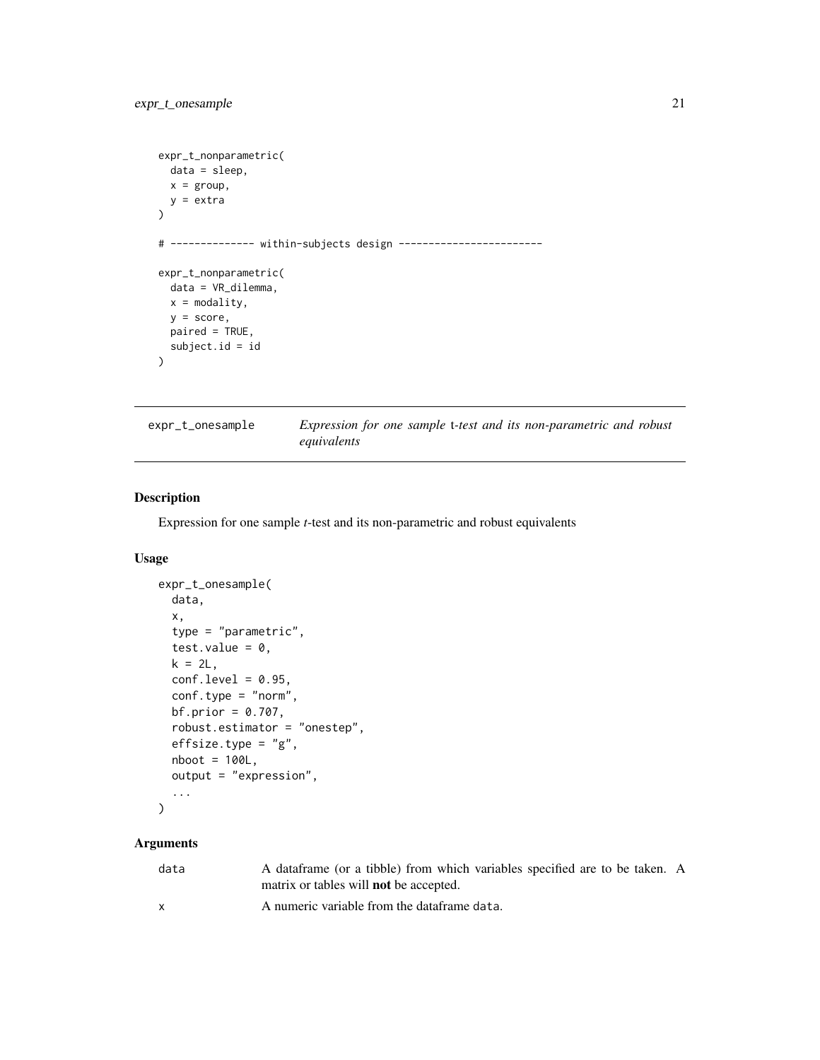```
expr_t_nonparametric(
  data = sleep,
  x = group,
  y = extra
)

# -------------- within-subjects design ------------------------

expr_t_nonparametric(
  data = VR_dilemma,
  x = modality,
  y = score,
  paired = TRUE,
  subject.id = id
)
```

---

## expr_t_onesample — *Expression for one sample* t*-test and its non-parametric and robust equivalents*

---

### Description

Expression for one sample *t*-test and its non-parametric and robust equivalents

### Usage

```
expr_t_onesample(
  data,
  x,
  type = "parametric",
  test.value = 0,
  k = 2L,
  conf.level = 0.95,
  conf.type = "norm",
  bf.prior = 0.707,
  robust.estimator = "onestep",
  effsize.type = "g",
  nboot = 100L,
  output = "expression",
  ...
)
```

### Arguments

| | |
|---|---|
| `data` | A dataframe (or a tibble) from which variables specified are to be taken. A matrix or tables will **not** be accepted. |
| `x` | A numeric variable from the dataframe `data`. |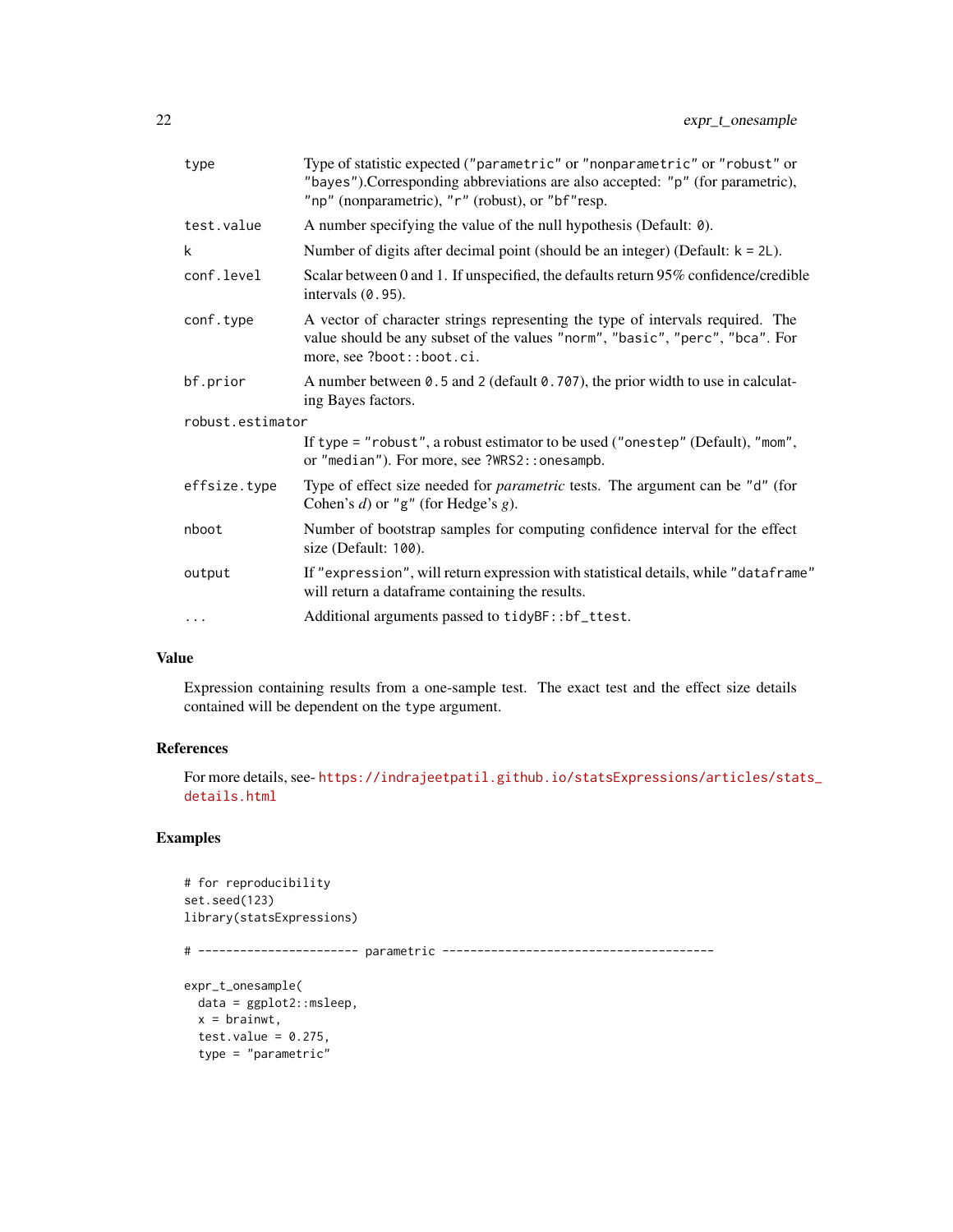| | |
|---|---|
| type | Type of statistic expected ("parametric" or "nonparametric" or "robust" or "bayes").Corresponding abbreviations are also accepted: "p" (for parametric), "np" (nonparametric), "r" (robust), or "bf"resp. |
| test.value | A number specifying the value of the null hypothesis (Default: 0). |
| k | Number of digits after decimal point (should be an integer) (Default: k = 2L). |
| conf.level | Scalar between 0 and 1. If unspecified, the defaults return 95% confidence/credible intervals (0.95). |
| conf.type | A vector of character strings representing the type of intervals required. The value should be any subset of the values "norm", "basic", "perc", "bca". For more, see ?boot::boot.ci. |
| bf.prior | A number between 0.5 and 2 (default 0.707), the prior width to use in calculating Bayes factors. |
| robust.estimator | If type = "robust", a robust estimator to be used ("onestep" (Default), "mom", or "median"). For more, see ?WRS2::onesampb. |
| effsize.type | Type of effect size needed for *parametric* tests. The argument can be "d" (for Cohen's *d*) or "g" (for Hedge's *g*). |
| nboot | Number of bootstrap samples for computing confidence interval for the effect size (Default: 100). |
| output | If "expression", will return expression with statistical details, while "dataframe" will return a dataframe containing the results. |
| ... | Additional arguments passed to tidyBF::bf_ttest. |

## Value

Expression containing results from a one-sample test. The exact test and the effect size details contained will be dependent on the type argument.

## References

For more details, see- https://indrajeetpatil.github.io/statsExpressions/articles/stats_details.html

## Examples

```
# for reproducibility
set.seed(123)
library(statsExpressions)

# ----------------------- parametric ---------------------------------------

expr_t_onesample(
  data = ggplot2::msleep,
  x = brainwt,
  test.value = 0.275,
  type = "parametric"
```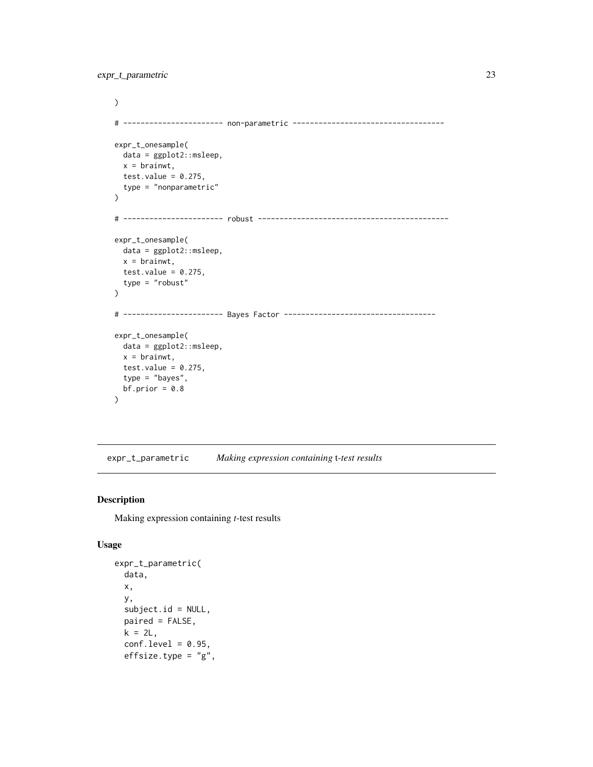```
)

# ---------------------- non-parametric ----------------------------------

expr_t_onesample(
  data = ggplot2::msleep,
  x = brainwt,
  test.value = 0.275,
  type = "nonparametric"
)

# ---------------------- robust ------------------------------------------

expr_t_onesample(
  data = ggplot2::msleep,
  x = brainwt,
  test.value = 0.275,
  type = "robust"
)

# ---------------------- Bayes Factor -----------------------------------

expr_t_onesample(
  data = ggplot2::msleep,
  x = brainwt,
  test.value = 0.275,
  type = "bayes",
  bf.prior = 0.8
)
```

## `expr_t_parametric` *Making expression containing* t*-test results*

### Description

Making expression containing *t*-test results

### Usage

```
expr_t_parametric(
  data,
  x,
  y,
  subject.id = NULL,
  paired = FALSE,
  k = 2L,
  conf.level = 0.95,
  effsize.type = "g",
```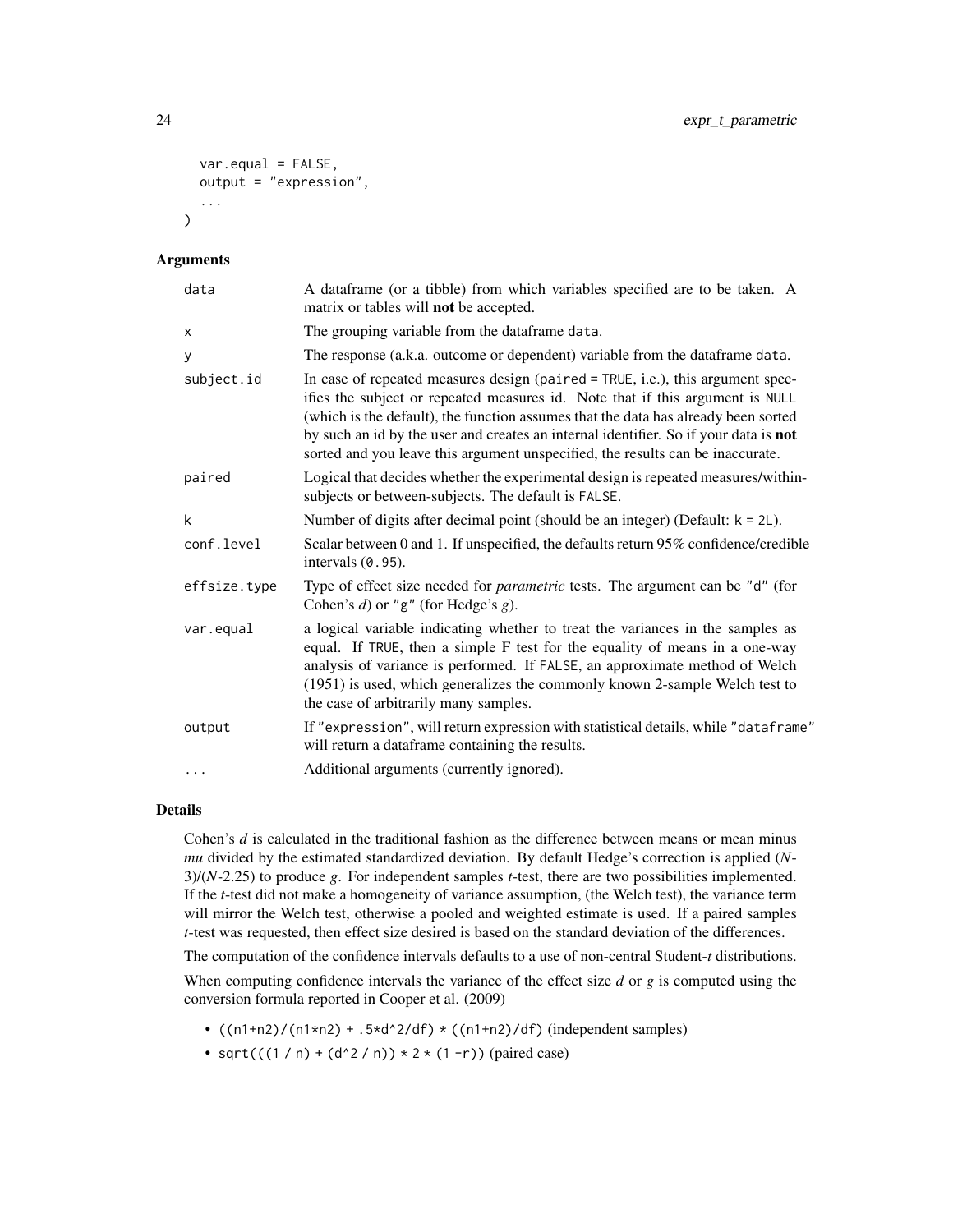```
  var.equal = FALSE,
  output = "expression",
  ...
)
```

### Arguments

| Argument | Description |
|---|---|
| `data` | A dataframe (or a tibble) from which variables specified are to be taken. A matrix or tables will **not** be accepted. |
| `x` | The grouping variable from the dataframe `data`. |
| `y` | The response (a.k.a. outcome or dependent) variable from the dataframe `data`. |
| `subject.id` | In case of repeated measures design (`paired = TRUE`, i.e.), this argument specifies the subject or repeated measures id. Note that if this argument is `NULL` (which is the default), the function assumes that the data has already been sorted by such an id by the user and creates an internal identifier. So if your data is **not** sorted and you leave this argument unspecified, the results can be inaccurate. |
| `paired` | Logical that decides whether the experimental design is repeated measures/within-subjects or between-subjects. The default is `FALSE`. |
| `k` | Number of digits after decimal point (should be an integer) (Default: `k = 2L`). |
| `conf.level` | Scalar between 0 and 1. If unspecified, the defaults return 95% confidence/credible intervals (`0.95`). |
| `effsize.type` | Type of effect size needed for *parametric* tests. The argument can be `"d"` (for Cohen's *d*) or `"g"` (for Hedge's *g*). |
| `var.equal` | a logical variable indicating whether to treat the variances in the samples as equal. If `TRUE`, then a simple F test for the equality of means in a one-way analysis of variance is performed. If `FALSE`, an approximate method of Welch (1951) is used, which generalizes the commonly known 2-sample Welch test to the case of arbitrarily many samples. |
| `output` | If `"expression"`, will return expression with statistical details, while `"dataframe"` will return a dataframe containing the results. |
| `...` | Additional arguments (currently ignored). |

### Details

Cohen's *d* is calculated in the traditional fashion as the difference between means or mean minus *mu* divided by the estimated standardized deviation. By default Hedge's correction is applied (*N*-3)/(*N*-2.25) to produce *g*. For independent samples *t*-test, there are two possibilities implemented. If the *t*-test did not make a homogeneity of variance assumption, (the Welch test), the variance term will mirror the Welch test, otherwise a pooled and weighted estimate is used. If a paired samples *t*-test was requested, then effect size desired is based on the standard deviation of the differences.

The computation of the confidence intervals defaults to a use of non-central Student-*t* distributions.

When computing confidence intervals the variance of the effect size *d* or *g* is computed using the conversion formula reported in Cooper et al. (2009)

- `((n1+n2)/(n1*n2) + .5*d^2/df) * ((n1+n2)/df)` (independent samples)
- `sqrt(((1 / n) + (d^2 / n)) * 2 * (1 -r))` (paired case)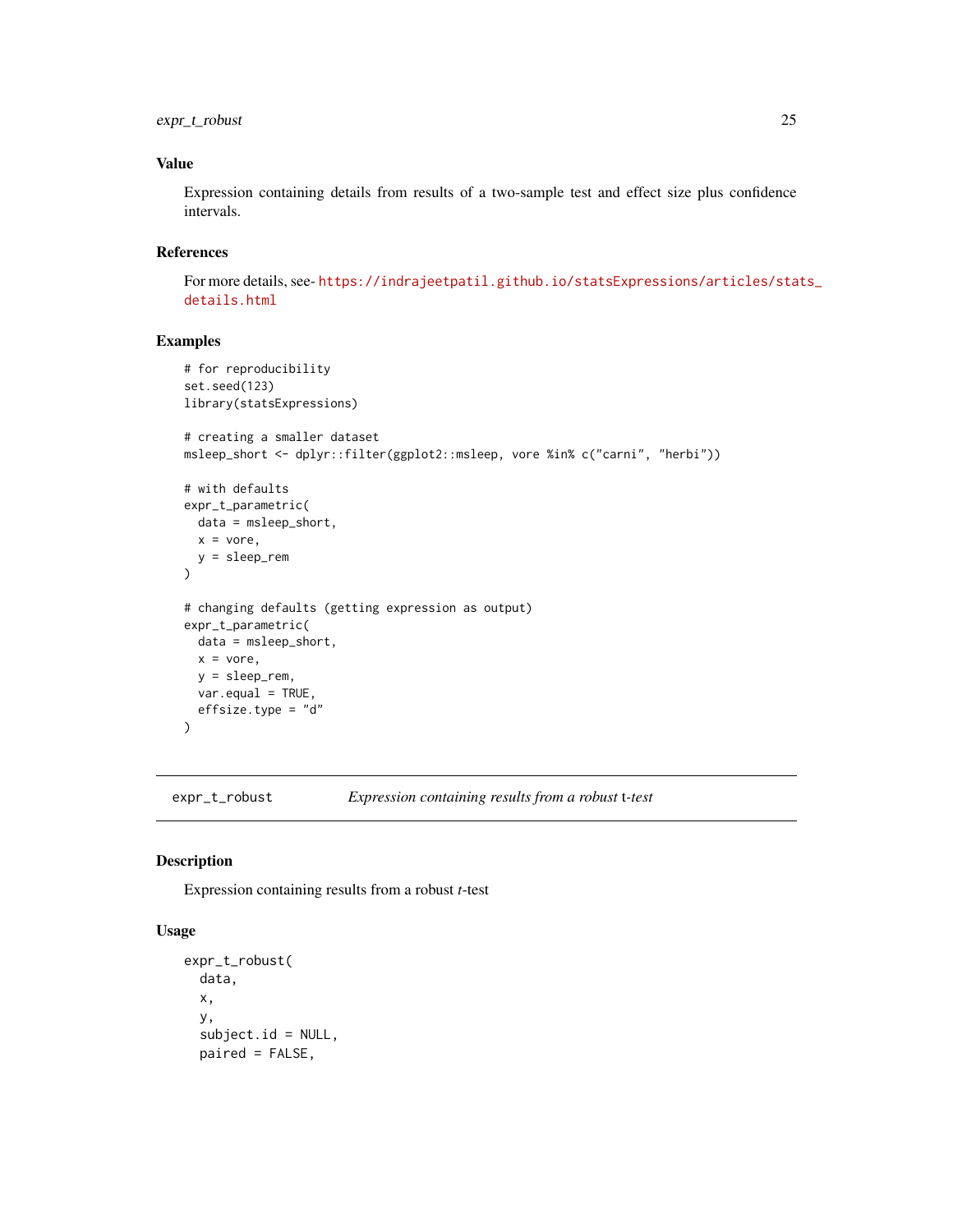## Value

Expression containing details from results of a two-sample test and effect size plus confidence intervals.

## References

For more details, see- https://indrajeetpatil.github.io/statsExpressions/articles/stats_details.html

## Examples

```
# for reproducibility
set.seed(123)
library(statsExpressions)

# creating a smaller dataset
msleep_short <- dplyr::filter(ggplot2::msleep, vore %in% c("carni", "herbi"))

# with defaults
expr_t_parametric(
  data = msleep_short,
  x = vore,
  y = sleep_rem
)

# changing defaults (getting expression as output)
expr_t_parametric(
  data = msleep_short,
  x = vore,
  y = sleep_rem,
  var.equal = TRUE,
  effsize.type = "d"
)
```

---

# expr_t_robust — *Expression containing results from a robust* t*-test*

---

## Description

Expression containing results from a robust *t*-test

## Usage

```
expr_t_robust(
  data,
  x,
  y,
  subject.id = NULL,
  paired = FALSE,
```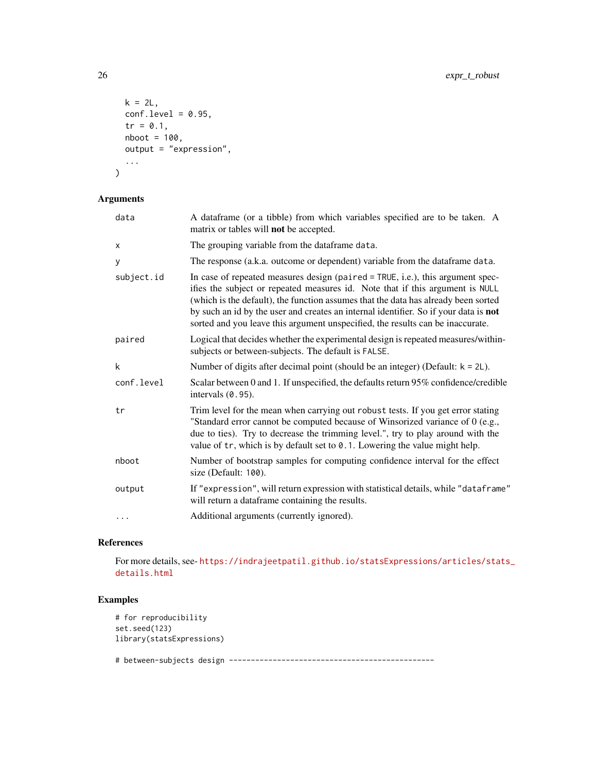```
  k = 2L,
  conf.level = 0.95,
  tr = 0.1,
  nboot = 100,
  output = "expression",
  ...
)
```

## Arguments

| | |
|---|---|
| data | A dataframe (or a tibble) from which variables specified are to be taken. A matrix or tables will **not** be accepted. |
| x | The grouping variable from the dataframe data. |
| y | The response (a.k.a. outcome or dependent) variable from the dataframe data. |
| subject.id | In case of repeated measures design (paired = TRUE, i.e.), this argument specifies the subject or repeated measures id. Note that if this argument is NULL (which is the default), the function assumes that the data has already been sorted by such an id by the user and creates an internal identifier. So if your data is **not** sorted and you leave this argument unspecified, the results can be inaccurate. |
| paired | Logical that decides whether the experimental design is repeated measures/within-subjects or between-subjects. The default is FALSE. |
| k | Number of digits after decimal point (should be an integer) (Default: k = 2L). |
| conf.level | Scalar between 0 and 1. If unspecified, the defaults return 95% confidence/credible intervals (0.95). |
| tr | Trim level for the mean when carrying out robust tests. If you get error stating "Standard error cannot be computed because of Winsorized variance of 0 (e.g., due to ties). Try to decrease the trimming level.", try to play around with the value of tr, which is by default set to 0.1. Lowering the value might help. |
| nboot | Number of bootstrap samples for computing confidence interval for the effect size (Default: 100). |
| output | If "expression", will return expression with statistical details, while "dataframe" will return a dataframe containing the results. |
| ... | Additional arguments (currently ignored). |

## References

For more details, see- https://indrajeetpatil.github.io/statsExpressions/articles/stats_details.html

## Examples

```
# for reproducibility
set.seed(123)
library(statsExpressions)

# between-subjects design -----------------------------------------------
```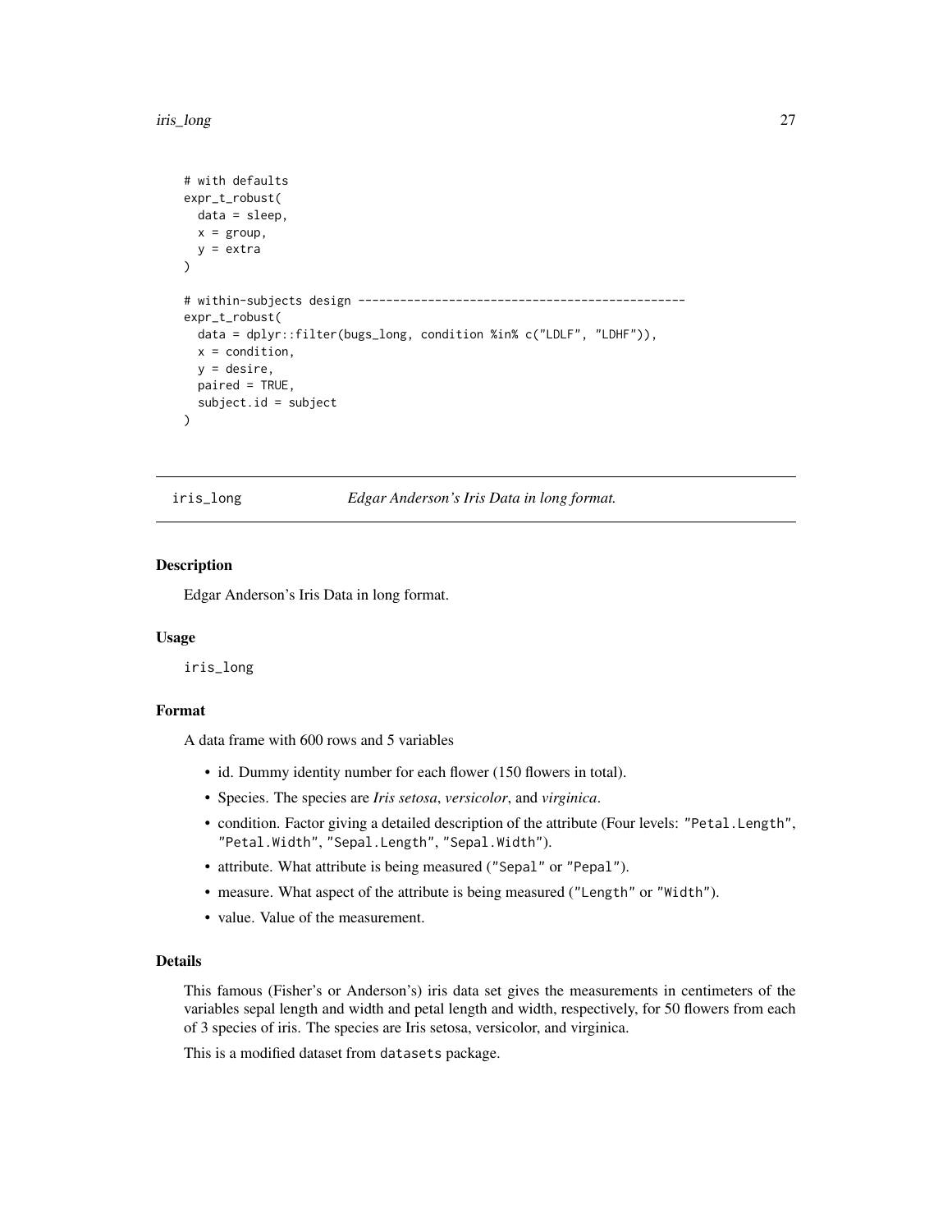```
# with defaults
expr_t_robust(
  data = sleep,
  x = group,
  y = extra
)

# within-subjects design -----------------------------------------------
expr_t_robust(
  data = dplyr::filter(bugs_long, condition %in% c("LDLF", "LDHF")),
  x = condition,
  y = desire,
  paired = TRUE,
  subject.id = subject
)
```

## iris_long — *Edgar Anderson's Iris Data in long format.*

### Description

Edgar Anderson's Iris Data in long format.

### Usage

```
iris_long
```

### Format

A data frame with 600 rows and 5 variables

- id. Dummy identity number for each flower (150 flowers in total).
- Species. The species are *Iris setosa*, *versicolor*, and *virginica*.
- condition. Factor giving a detailed description of the attribute (Four levels: `"Petal.Length"`, `"Petal.Width"`, `"Sepal.Length"`, `"Sepal.Width"`).
- attribute. What attribute is being measured (`"Sepal"` or `"Pepal"`).
- measure. What aspect of the attribute is being measured (`"Length"` or `"Width"`).
- value. Value of the measurement.

### Details

This famous (Fisher's or Anderson's) iris data set gives the measurements in centimeters of the variables sepal length and width and petal length and width, respectively, for 50 flowers from each of 3 species of iris. The species are Iris setosa, versicolor, and virginica.

This is a modified dataset from `datasets` package.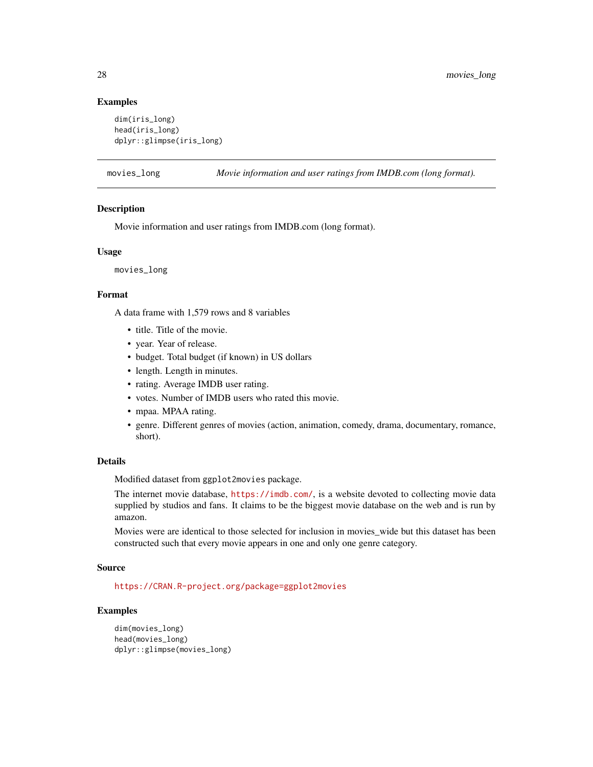### Examples

```
dim(iris_long)
head(iris_long)
dplyr::glimpse(iris_long)
```

## movies_long — *Movie information and user ratings from IMDB.com (long format).*

### Description

Movie information and user ratings from IMDB.com (long format).

### Usage

```
movies_long
```

### Format

A data frame with 1,579 rows and 8 variables

- title. Title of the movie.
- year. Year of release.
- budget. Total budget (if known) in US dollars
- length. Length in minutes.
- rating. Average IMDB user rating.
- votes. Number of IMDB users who rated this movie.
- mpaa. MPAA rating.
- genre. Different genres of movies (action, animation, comedy, drama, documentary, romance, short).

### Details

Modified dataset from `ggplot2movies` package.

The internet movie database, https://imdb.com/, is a website devoted to collecting movie data supplied by studios and fans. It claims to be the biggest movie database on the web and is run by amazon.

Movies were are identical to those selected for inclusion in movies_wide but this dataset has been constructed such that every movie appears in one and only one genre category.

### Source

https://CRAN.R-project.org/package=ggplot2movies

### Examples

```
dim(movies_long)
head(movies_long)
dplyr::glimpse(movies_long)
```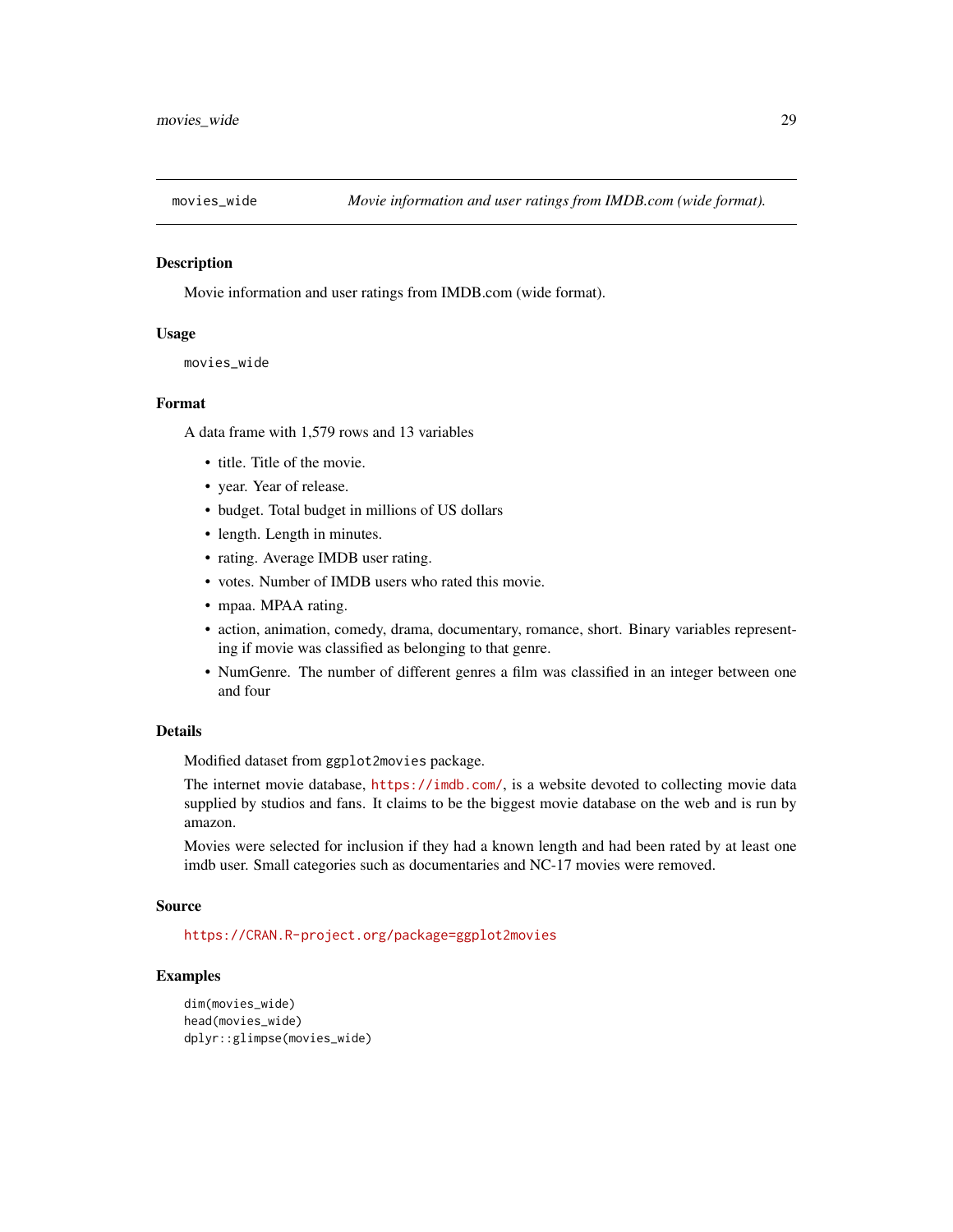movies_wide — *Movie information and user ratings from IMDB.com (wide format).*

## Description

Movie information and user ratings from IMDB.com (wide format).

## Usage

```
movies_wide
```

## Format

A data frame with 1,579 rows and 13 variables

- title. Title of the movie.
- year. Year of release.
- budget. Total budget in millions of US dollars
- length. Length in minutes.
- rating. Average IMDB user rating.
- votes. Number of IMDB users who rated this movie.
- mpaa. MPAA rating.
- action, animation, comedy, drama, documentary, romance, short. Binary variables representing if movie was classified as belonging to that genre.
- NumGenre. The number of different genres a film was classified in an integer between one and four

## Details

Modified dataset from `ggplot2movies` package.

The internet movie database, https://imdb.com/, is a website devoted to collecting movie data supplied by studios and fans. It claims to be the biggest movie database on the web and is run by amazon.

Movies were selected for inclusion if they had a known length and had been rated by at least one imdb user. Small categories such as documentaries and NC-17 movies were removed.

## Source

https://CRAN.R-project.org/package=ggplot2movies

## Examples

```
dim(movies_wide)
head(movies_wide)
dplyr::glimpse(movies_wide)
```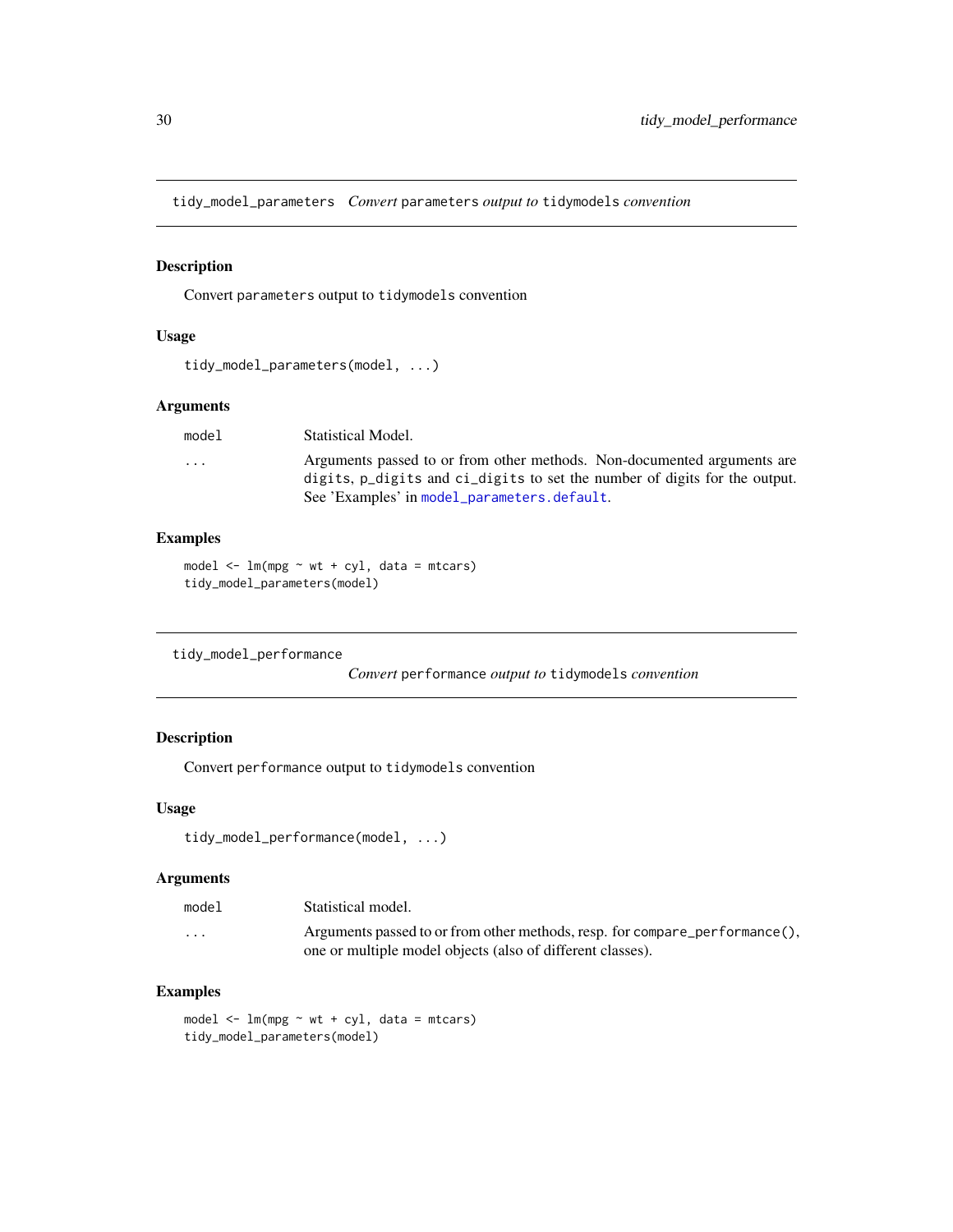## tidy_model_parameters *Convert* parameters *output to* tidymodels *convention*

### Description

Convert parameters output to tidymodels convention

### Usage

```
tidy_model_parameters(model, ...)
```

### Arguments

| | |
|---|---|
| model | Statistical Model. |
| ... | Arguments passed to or from other methods. Non-documented arguments are digits, p_digits and ci_digits to set the number of digits for the output. See 'Examples' in model_parameters.default. |

### Examples

```
model <- lm(mpg ~ wt + cyl, data = mtcars)
tidy_model_parameters(model)
```

## tidy_model_performance *Convert* performance *output to* tidymodels *convention*

### Description

Convert performance output to tidymodels convention

### Usage

```
tidy_model_performance(model, ...)
```

### Arguments

| | |
|---|---|
| model | Statistical model. |
| ... | Arguments passed to or from other methods, resp. for compare_performance(), one or multiple model objects (also of different classes). |

### Examples

```
model <- lm(mpg ~ wt + cyl, data = mtcars)
tidy_model_parameters(model)
```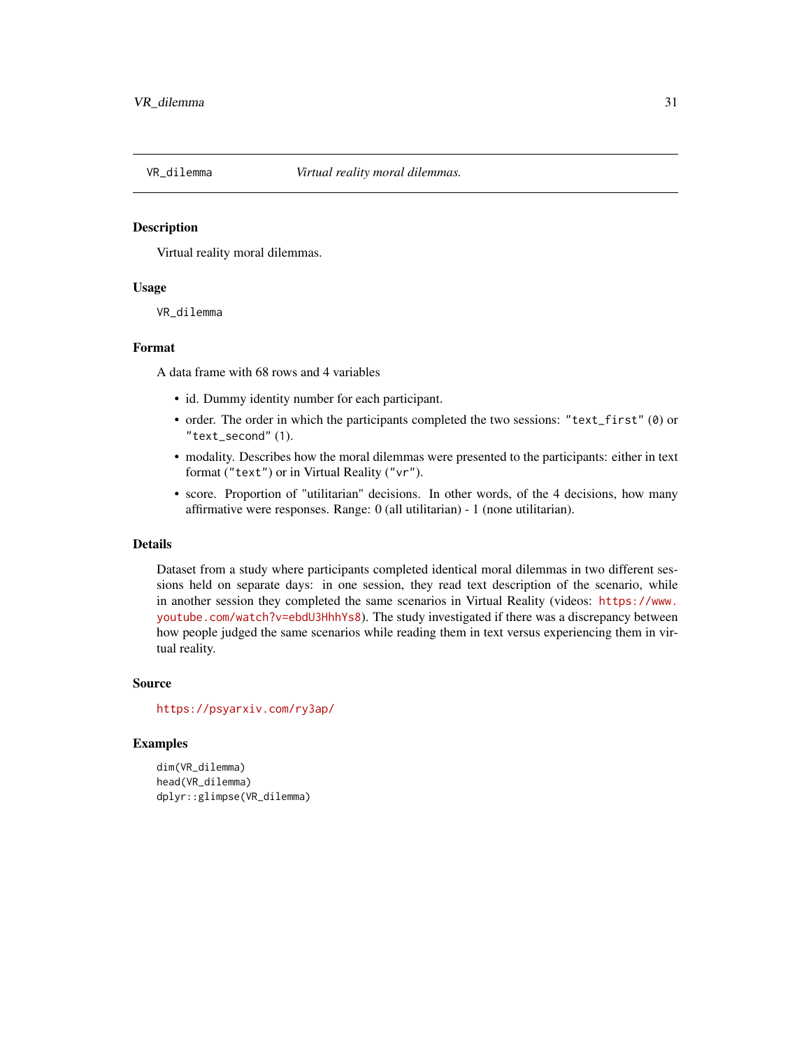| VR_dilemma | *Virtual reality moral dilemmas.* |
|---|---|

## Description

Virtual reality moral dilemmas.

## Usage

```
VR_dilemma
```

## Format

A data frame with 68 rows and 4 variables

- id. Dummy identity number for each participant.
- order. The order in which the participants completed the two sessions: `"text_first"` (`0`) or `"text_second"` (`1`).
- modality. Describes how the moral dilemmas were presented to the participants: either in text format (`"text"`) or in Virtual Reality (`"vr"`).
- score. Proportion of "utilitarian" decisions. In other words, of the 4 decisions, how many affirmative were responses. Range: 0 (all utilitarian) - 1 (none utilitarian).

## Details

Dataset from a study where participants completed identical moral dilemmas in two different sessions held on separate days: in one session, they read text description of the scenario, while in another session they completed the same scenarios in Virtual Reality (videos: https://www.youtube.com/watch?v=ebdU3HhhYs8). The study investigated if there was a discrepancy between how people judged the same scenarios while reading them in text versus experiencing them in virtual reality.

## Source

https://psyarxiv.com/ry3ap/

## Examples

```
dim(VR_dilemma)
head(VR_dilemma)
dplyr::glimpse(VR_dilemma)
```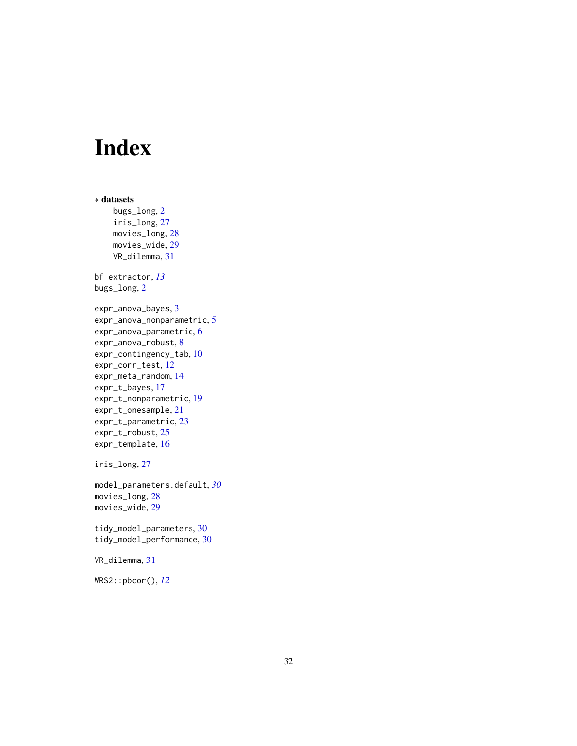# Index

∗ **datasets**
- bugs_long, 2
- iris_long, 27
- movies_long, 28
- movies_wide, 29
- VR_dilemma, 31

bf_extractor, *13*
bugs_long, 2

expr_anova_bayes, 3
expr_anova_nonparametric, 5
expr_anova_parametric, 6
expr_anova_robust, 8
expr_contingency_tab, 10
expr_corr_test, 12
expr_meta_random, 14
expr_t_bayes, 17
expr_t_nonparametric, 19
expr_t_onesample, 21
expr_t_parametric, 23
expr_t_robust, 25
expr_template, 16

iris_long, 27

model_parameters.default, *30*
movies_long, 28
movies_wide, 29

tidy_model_parameters, 30
tidy_model_performance, 30

VR_dilemma, 31

WRS2::pbcor(), *12*